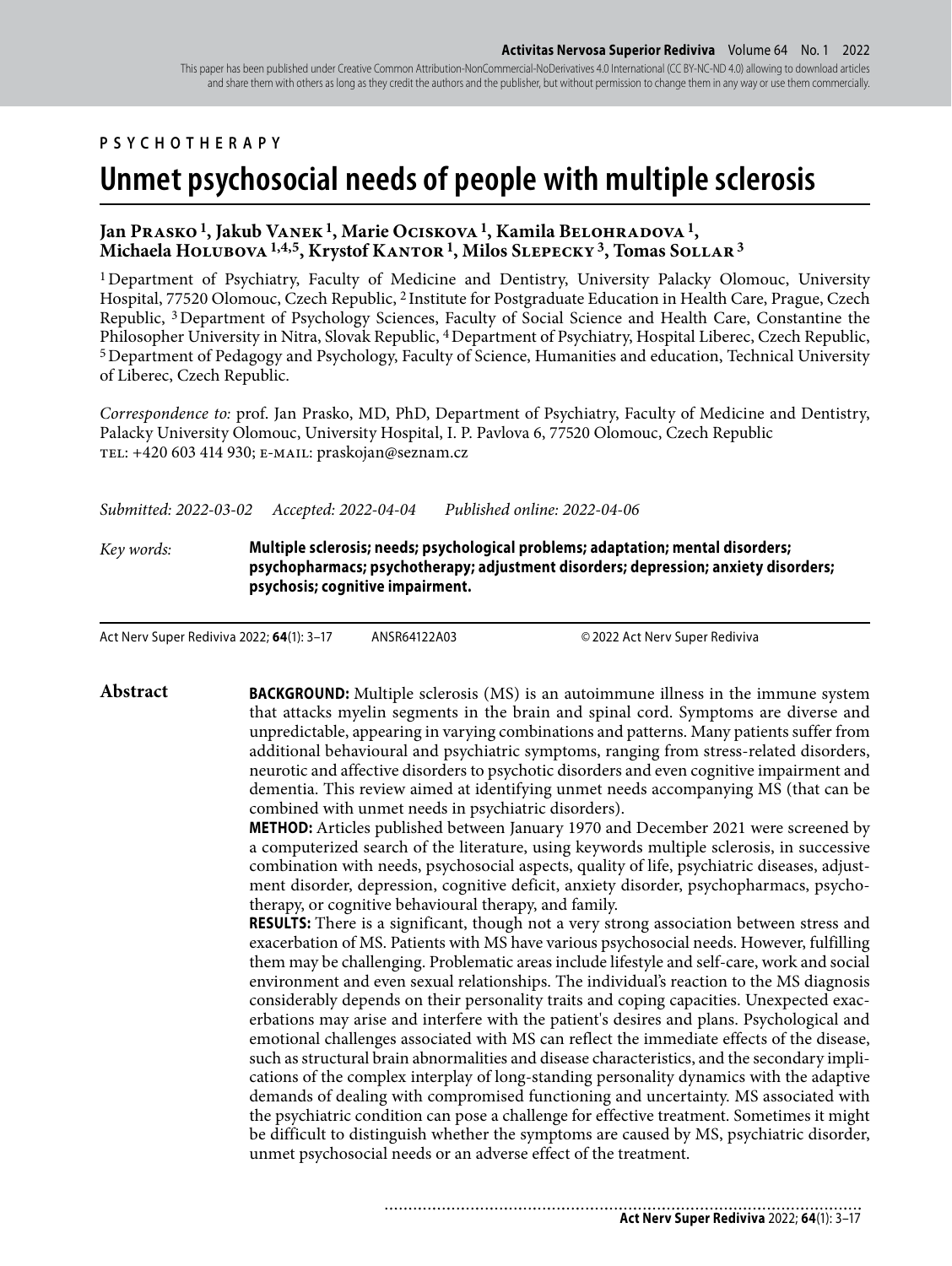PSYCHOTHERAPY

# Unmet psychosocial needs of people with multiple sclerosis

**Jan Prasko [1], Jakub Vanek [1], Marie Ociskova [1], Kamila Belohradova [1], Michaela Holubova [1,4,5], Krystof Kantor [1], Milos Slepecky [3], Tomas Sollar [3]**

[1] Department of Psychiatry, Faculty of Medicine and Dentistry, University Palacky Olomouc, University Hospital, 77520 Olomouc, Czech Republic, [2] Institute for Postgraduate Education in Health Care, Prague, Czech Republic, [3] Department of Psychology Sciences, Faculty of Social Science and Health Care, Constantine the Philosopher University in Nitra, Slovak Republic, [4] Department of Psychiatry, Hospital Liberec, Czech Republic, [5] Department of Pedagogy and Psychology, Faculty of Science, Humanities and education, Technical University of Liberec, Czech Republic.

*Correspondence to:* prof. Jan Prasko, MD, PhD, Department of Psychiatry, Faculty of Medicine and Dentistry, Palacky University Olomouc, University Hospital, I. P. Pavlova 6, 77520 Olomouc, Czech Republic
TEL: +420 603 414 930; E-MAIL: praskojan@seznam.cz

*Submitted: 2022-03-02* *Accepted: 2022-04-04* *Published online: 2022-04-06*

*Key words:* **Multiple sclerosis; needs; psychological problems; adaptation; mental disorders; psychopharmacs; psychotherapy; adjustment disorders; depression; anxiety disorders; psychosis; cognitive impairment.**

Act Nerv Super Rediviva 2022; **64**(1): 3–17 ANSR64122A03 © 2022 Act Nerv Super Rediviva

## Abstract

**BACKGROUND:** Multiple sclerosis (MS) is an autoimmune illness in the immune system that attacks myelin segments in the brain and spinal cord. Symptoms are diverse and unpredictable, appearing in varying combinations and patterns. Many patients suffer from additional behavioural and psychiatric symptoms, ranging from stress-related disorders, neurotic and affective disorders to psychotic disorders and even cognitive impairment and dementia. This review aimed at identifying unmet needs accompanying MS (that can be combined with unmet needs in psychiatric disorders).

**METHOD:** Articles published between January 1970 and December 2021 were screened by a computerized search of the literature, using keywords multiple sclerosis, in successive combination with needs, psychosocial aspects, quality of life, psychiatric diseases, adjustment disorder, depression, cognitive deficit, anxiety disorder, psychopharmacs, psychotherapy, or cognitive behavioural therapy, and family.

**RESULTS:** There is a significant, though not a very strong association between stress and exacerbation of MS. Patients with MS have various psychosocial needs. However, fulfilling them may be challenging. Problematic areas include lifestyle and self-care, work and social environment and even sexual relationships. The individual's reaction to the MS diagnosis considerably depends on their personality traits and coping capacities. Unexpected exacerbations may arise and interfere with the patient's desires and plans. Psychological and emotional challenges associated with MS can reflect the immediate effects of the disease, such as structural brain abnormalities and disease characteristics, and the secondary implications of the complex interplay of long-standing personality dynamics with the adaptive demands of dealing with compromised functioning and uncertainty. MS associated with the psychiatric condition can pose a challenge for effective treatment. Sometimes it might be difficult to distinguish whether the symptoms are caused by MS, psychiatric disorder, unmet psychosocial needs or an adverse effect of the treatment.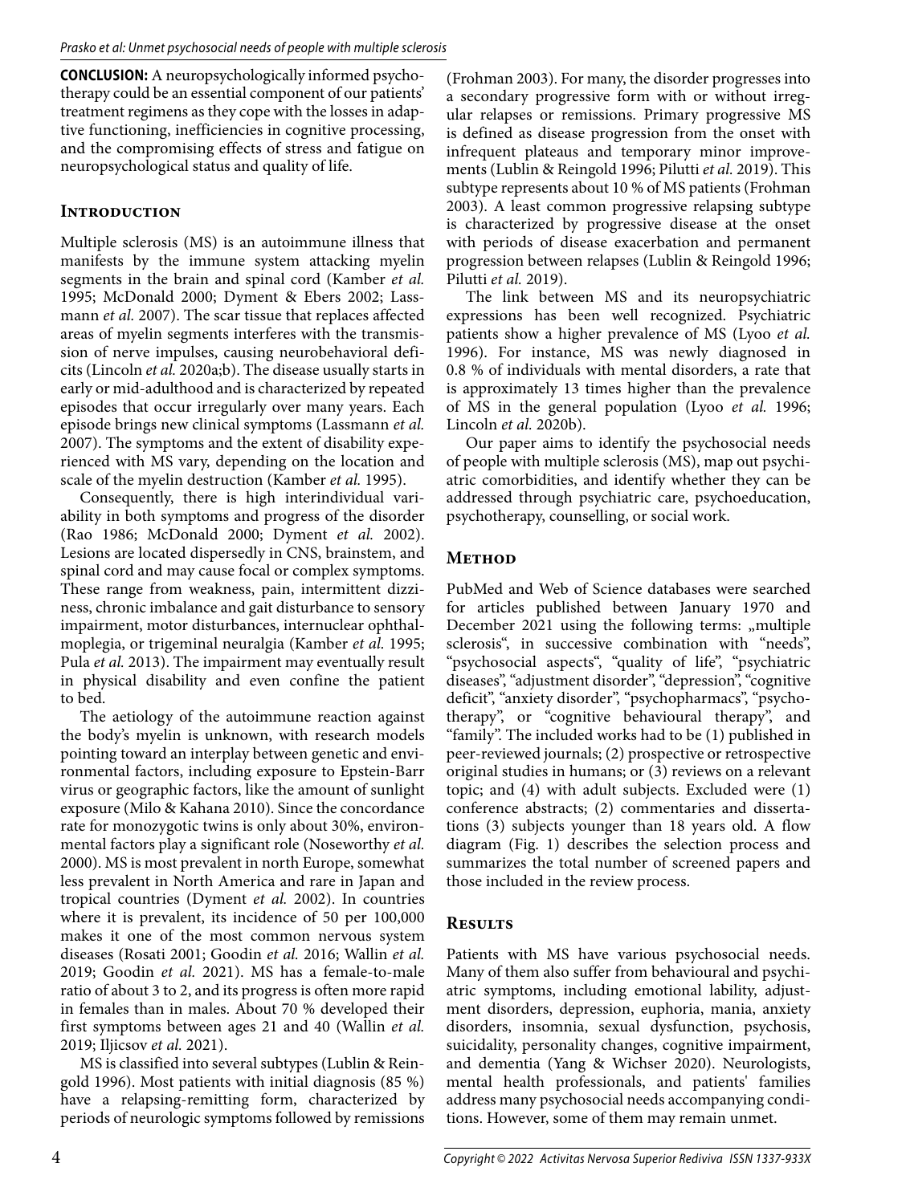**CONCLUSION:** A neuropsychologically informed psychotherapy could be an essential component of our patients' treatment regimens as they cope with the losses in adaptive functioning, inefficiencies in cognitive processing, and the compromising effects of stress and fatigue on neuropsychological status and quality of life.

## Introduction

Multiple sclerosis (MS) is an autoimmune illness that manifests by the immune system attacking myelin segments in the brain and spinal cord (Kamber *et al.* 1995; McDonald 2000; Dyment & Ebers 2002; Lassmann *et al.* 2007). The scar tissue that replaces affected areas of myelin segments interferes with the transmission of nerve impulses, causing neurobehavioral deficits (Lincoln *et al.* 2020a;b). The disease usually starts in early or mid-adulthood and is characterized by repeated episodes that occur irregularly over many years. Each episode brings new clinical symptoms (Lassmann *et al.* 2007). The symptoms and the extent of disability experienced with MS vary, depending on the location and scale of the myelin destruction (Kamber *et al.* 1995).

Consequently, there is high interindividual variability in both symptoms and progress of the disorder (Rao 1986; McDonald 2000; Dyment *et al.* 2002). Lesions are located dispersedly in CNS, brainstem, and spinal cord and may cause focal or complex symptoms. These range from weakness, pain, intermittent dizziness, chronic imbalance and gait disturbance to sensory impairment, motor disturbances, internuclear ophthalmoplegia, or trigeminal neuralgia (Kamber *et al.* 1995; Pula *et al.* 2013). The impairment may eventually result in physical disability and even confine the patient to bed.

The aetiology of the autoimmune reaction against the body's myelin is unknown, with research models pointing toward an interplay between genetic and environmental factors, including exposure to Epstein-Barr virus or geographic factors, like the amount of sunlight exposure (Milo & Kahana 2010). Since the concordance rate for monozygotic twins is only about 30%, environmental factors play a significant role (Noseworthy *et al.* 2000). MS is most prevalent in north Europe, somewhat less prevalent in North America and rare in Japan and tropical countries (Dyment *et al.* 2002). In countries where it is prevalent, its incidence of 50 per 100,000 makes it one of the most common nervous system diseases (Rosati 2001; Goodin *et al.* 2016; Wallin *et al.* 2019; Goodin *et al.* 2021). MS has a female-to-male ratio of about 3 to 2, and its progress is often more rapid in females than in males. About 70 % developed their first symptoms between ages 21 and 40 (Wallin *et al.* 2019; Iljicsov *et al.* 2021).

MS is classified into several subtypes (Lublin & Reingold 1996). Most patients with initial diagnosis (85 %) have a relapsing-remitting form, characterized by periods of neurologic symptoms followed by remissions (Frohman 2003). For many, the disorder progresses into a secondary progressive form with or without irregular relapses or remissions. Primary progressive MS is defined as disease progression from the onset with infrequent plateaus and temporary minor improvements (Lublin & Reingold 1996; Pilutti *et al.* 2019). This subtype represents about 10 % of MS patients (Frohman 2003). A least common progressive relapsing subtype is characterized by progressive disease at the onset with periods of disease exacerbation and permanent progression between relapses (Lublin & Reingold 1996; Pilutti *et al.* 2019).

The link between MS and its neuropsychiatric expressions has been well recognized. Psychiatric patients show a higher prevalence of MS (Lyoo *et al.* 1996). For instance, MS was newly diagnosed in 0.8 % of individuals with mental disorders, a rate that is approximately 13 times higher than the prevalence of MS in the general population (Lyoo *et al.* 1996; Lincoln *et al.* 2020b).

Our paper aims to identify the psychosocial needs of people with multiple sclerosis (MS), map out psychiatric comorbidities, and identify whether they can be addressed through psychiatric care, psychoeducation, psychotherapy, counselling, or social work.

## Method

PubMed and Web of Science databases were searched for articles published between January 1970 and December 2021 using the following terms: „multiple sclerosis", in successive combination with "needs", "psychosocial aspects", "quality of life", "psychiatric diseases", "adjustment disorder", "depression", "cognitive deficit", "anxiety disorder", "psychopharmacs", "psychotherapy", or "cognitive behavioural therapy", and "family". The included works had to be (1) published in peer-reviewed journals; (2) prospective or retrospective original studies in humans; or (3) reviews on a relevant topic; and (4) with adult subjects. Excluded were (1) conference abstracts; (2) commentaries and dissertations (3) subjects younger than 18 years old. A flow diagram (Fig. 1) describes the selection process and summarizes the total number of screened papers and those included in the review process.

## Results

Patients with MS have various psychosocial needs. Many of them also suffer from behavioural and psychiatric symptoms, including emotional lability, adjustment disorders, depression, euphoria, mania, anxiety disorders, insomnia, sexual dysfunction, psychosis, suicidality, personality changes, cognitive impairment, and dementia (Yang & Wichser 2020). Neurologists, mental health professionals, and patients' families address many psychosocial needs accompanying conditions. However, some of them may remain unmet.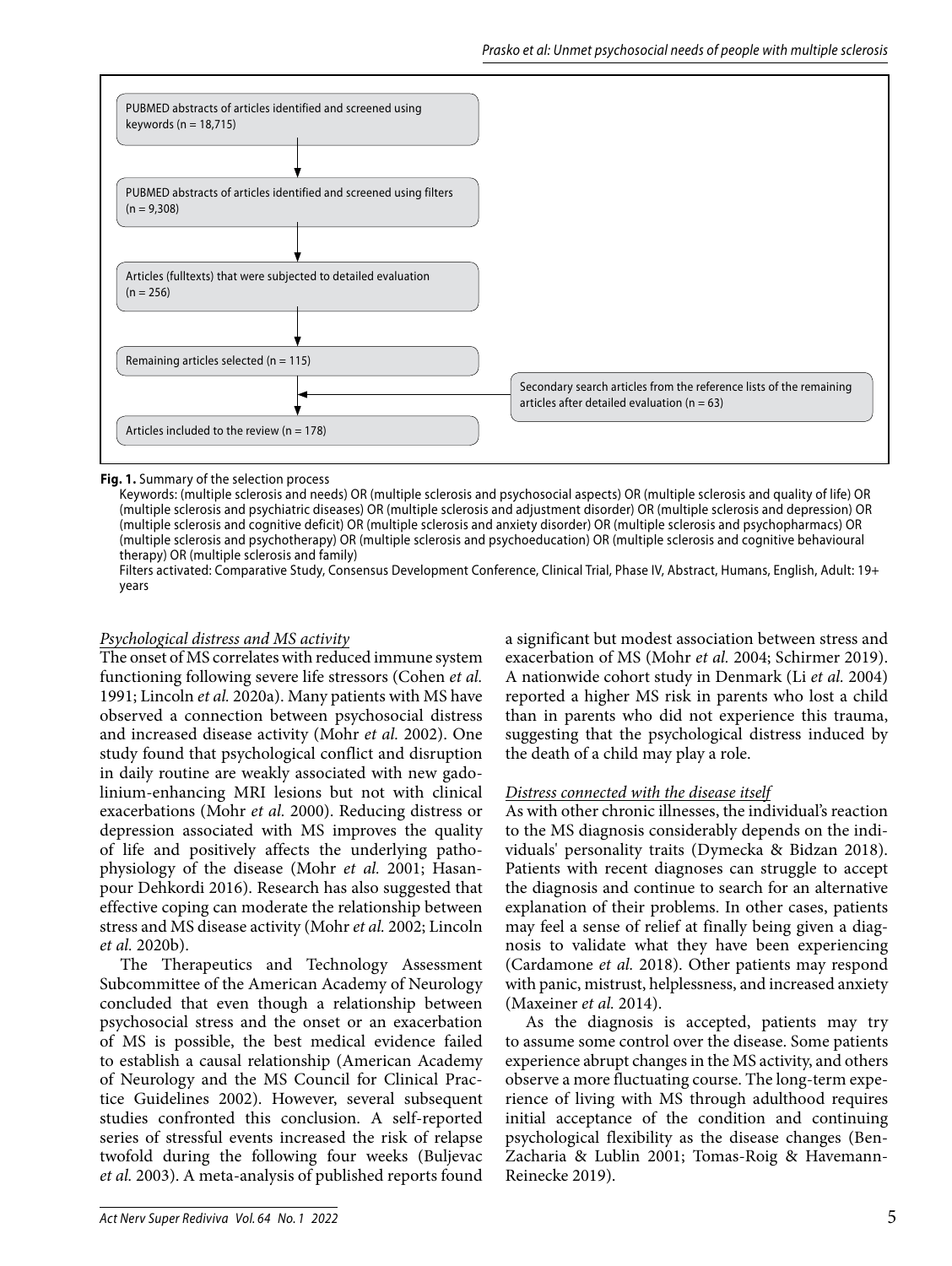PUBMED abstracts of articles identified and screened using keywords (n = 18,715)

↓

PUBMED abstracts of articles identified and screened using filters (n = 9,308)

↓

Articles (fulltexts) that were subjected to detailed evaluation (n = 256)

↓

Remaining articles selected (n = 115)

↓ ← Secondary search articles from the reference lists of the remaining articles after detailed evaluation (n = 63)

Articles included to the review (n = 178)

**Fig. 1.** Summary of the selection process

Keywords: (multiple sclerosis and needs) OR (multiple sclerosis and psychosocial aspects) OR (multiple sclerosis and quality of life) OR (multiple sclerosis and psychiatric diseases) OR (multiple sclerosis and adjustment disorder) OR (multiple sclerosis and depression) OR (multiple sclerosis and cognitive deficit) OR (multiple sclerosis and anxiety disorder) OR (multiple sclerosis and psychopharmacs) OR (multiple sclerosis and psychotherapy) OR (multiple sclerosis and psychoeducation) OR (multiple sclerosis and cognitive behavioural therapy) OR (multiple sclerosis and family)

Filters activated: Comparative Study, Consensus Development Conference, Clinical Trial, Phase IV, Abstract, Humans, English, Adult: 19+ years

### *Psychological distress and MS activity*

The onset of MS correlates with reduced immune system functioning following severe life stressors (Cohen *et al.* 1991; Lincoln *et al.* 2020a). Many patients with MS have observed a connection between psychosocial distress and increased disease activity (Mohr *et al.* 2002). One study found that psychological conflict and disruption in daily routine are weakly associated with new gadolinium-enhancing MRI lesions but not with clinical exacerbations (Mohr *et al.* 2000). Reducing distress or depression associated with MS improves the quality of life and positively affects the underlying pathophysiology of the disease (Mohr *et al.* 2001; Hasanpour Dehkordi 2016). Research has also suggested that effective coping can moderate the relationship between stress and MS disease activity (Mohr *et al.* 2002; Lincoln *et al.* 2020b).

The Therapeutics and Technology Assessment Subcommittee of the American Academy of Neurology concluded that even though a relationship between psychosocial stress and the onset or an exacerbation of MS is possible, the best medical evidence failed to establish a causal relationship (American Academy of Neurology and the MS Council for Clinical Practice Guidelines 2002). However, several subsequent studies confronted this conclusion. A self-reported series of stressful events increased the risk of relapse twofold during the following four weeks (Buljevac *et al.* 2003). A meta-analysis of published reports found a significant but modest association between stress and exacerbation of MS (Mohr *et al.* 2004; Schirmer 2019). A nationwide cohort study in Denmark (Li *et al.* 2004) reported a higher MS risk in parents who lost a child than in parents who did not experience this trauma, suggesting that the psychological distress induced by the death of a child may play a role.

### *Distress connected with the disease itself*

As with other chronic illnesses, the individual's reaction to the MS diagnosis considerably depends on the individuals' personality traits (Dymecka & Bidzan 2018). Patients with recent diagnoses can struggle to accept the diagnosis and continue to search for an alternative explanation of their problems. In other cases, patients may feel a sense of relief at finally being given a diagnosis to validate what they have been experiencing (Cardamone *et al.* 2018). Other patients may respond with panic, mistrust, helplessness, and increased anxiety (Maxeiner *et al.* 2014).

As the diagnosis is accepted, patients may try to assume some control over the disease. Some patients experience abrupt changes in the MS activity, and others observe a more fluctuating course. The long-term experience of living with MS through adulthood requires initial acceptance of the condition and continuing psychological flexibility as the disease changes (Ben-Zacharia & Lublin 2001; Tomas-Roig & Havemann-Reinecke 2019).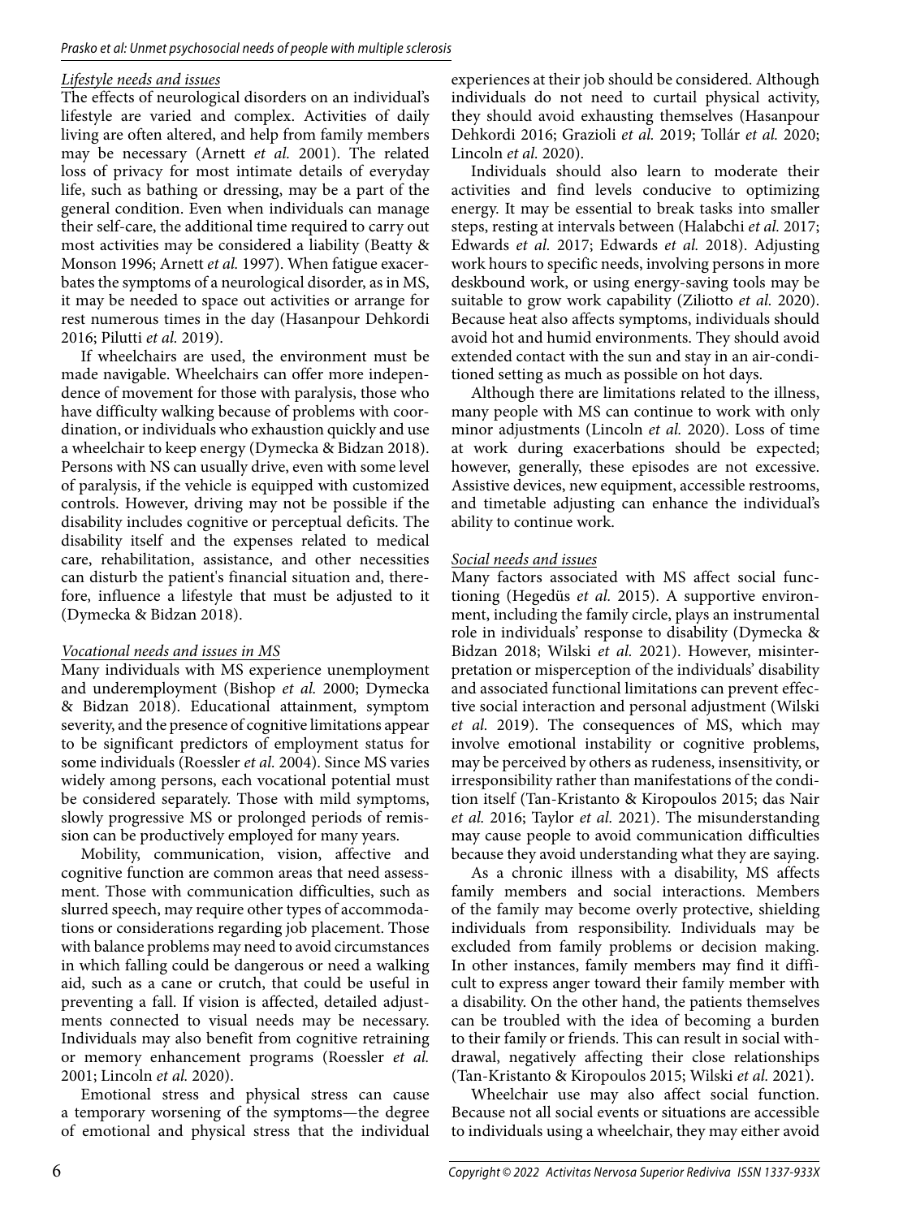*Lifestyle needs and issues*

The effects of neurological disorders on an individual's lifestyle are varied and complex. Activities of daily living are often altered, and help from family members may be necessary (Arnett *et al.* 2001). The related loss of privacy for most intimate details of everyday life, such as bathing or dressing, may be a part of the general condition. Even when individuals can manage their self-care, the additional time required to carry out most activities may be considered a liability (Beatty & Monson 1996; Arnett *et al.* 1997). When fatigue exacerbates the symptoms of a neurological disorder, as in MS, it may be needed to space out activities or arrange for rest numerous times in the day (Hasanpour Dehkordi 2016; Pilutti *et al.* 2019).

If wheelchairs are used, the environment must be made navigable. Wheelchairs can offer more independence of movement for those with paralysis, those who have difficulty walking because of problems with coordination, or individuals who exhaustion quickly and use a wheelchair to keep energy (Dymecka & Bidzan 2018). Persons with NS can usually drive, even with some level of paralysis, if the vehicle is equipped with customized controls. However, driving may not be possible if the disability includes cognitive or perceptual deficits. The disability itself and the expenses related to medical care, rehabilitation, assistance, and other necessities can disturb the patient's financial situation and, therefore, influence a lifestyle that must be adjusted to it (Dymecka & Bidzan 2018).

*Vocational needs and issues in MS*

Many individuals with MS experience unemployment and underemployment (Bishop *et al.* 2000; Dymecka & Bidzan 2018). Educational attainment, symptom severity, and the presence of cognitive limitations appear to be significant predictors of employment status for some individuals (Roessler *et al.* 2004). Since MS varies widely among persons, each vocational potential must be considered separately. Those with mild symptoms, slowly progressive MS or prolonged periods of remission can be productively employed for many years.

Mobility, communication, vision, affective and cognitive function are common areas that need assessment. Those with communication difficulties, such as slurred speech, may require other types of accommodations or considerations regarding job placement. Those with balance problems may need to avoid circumstances in which falling could be dangerous or need a walking aid, such as a cane or crutch, that could be useful in preventing a fall. If vision is affected, detailed adjustments connected to visual needs may be necessary. Individuals may also benefit from cognitive retraining or memory enhancement programs (Roessler *et al.* 2001; Lincoln *et al.* 2020).

Emotional stress and physical stress can cause a temporary worsening of the symptoms—the degree of emotional and physical stress that the individual experiences at their job should be considered. Although individuals do not need to curtail physical activity, they should avoid exhausting themselves (Hasanpour Dehkordi 2016; Grazioli *et al.* 2019; Tollár *et al.* 2020; Lincoln *et al.* 2020).

Individuals should also learn to moderate their activities and find levels conducive to optimizing energy. It may be essential to break tasks into smaller steps, resting at intervals between (Halabchi *et al.* 2017; Edwards *et al.* 2017; Edwards *et al.* 2018). Adjusting work hours to specific needs, involving persons in more deskbound work, or using energy-saving tools may be suitable to grow work capability (Ziliotto *et al.* 2020). Because heat also affects symptoms, individuals should avoid hot and humid environments. They should avoid extended contact with the sun and stay in an air-conditioned setting as much as possible on hot days.

Although there are limitations related to the illness, many people with MS can continue to work with only minor adjustments (Lincoln *et al.* 2020). Loss of time at work during exacerbations should be expected; however, generally, these episodes are not excessive. Assistive devices, new equipment, accessible restrooms, and timetable adjusting can enhance the individual's ability to continue work.

*Social needs and issues*

Many factors associated with MS affect social functioning (Hegedüs *et al.* 2015). A supportive environment, including the family circle, plays an instrumental role in individuals' response to disability (Dymecka & Bidzan 2018; Wilski *et al.* 2021). However, misinterpretation or misperception of the individuals' disability and associated functional limitations can prevent effective social interaction and personal adjustment (Wilski *et al.* 2019). The consequences of MS, which may involve emotional instability or cognitive problems, may be perceived by others as rudeness, insensitivity, or irresponsibility rather than manifestations of the condition itself (Tan-Kristanto & Kiropoulos 2015; das Nair *et al.* 2016; Taylor *et al.* 2021). The misunderstanding may cause people to avoid communication difficulties because they avoid understanding what they are saying.

As a chronic illness with a disability, MS affects family members and social interactions. Members of the family may become overly protective, shielding individuals from responsibility. Individuals may be excluded from family problems or decision making. In other instances, family members may find it difficult to express anger toward their family member with a disability. On the other hand, the patients themselves can be troubled with the idea of becoming a burden to their family or friends. This can result in social withdrawal, negatively affecting their close relationships (Tan-Kristanto & Kiropoulos 2015; Wilski *et al.* 2021).

Wheelchair use may also affect social function. Because not all social events or situations are accessible to individuals using a wheelchair, they may either avoid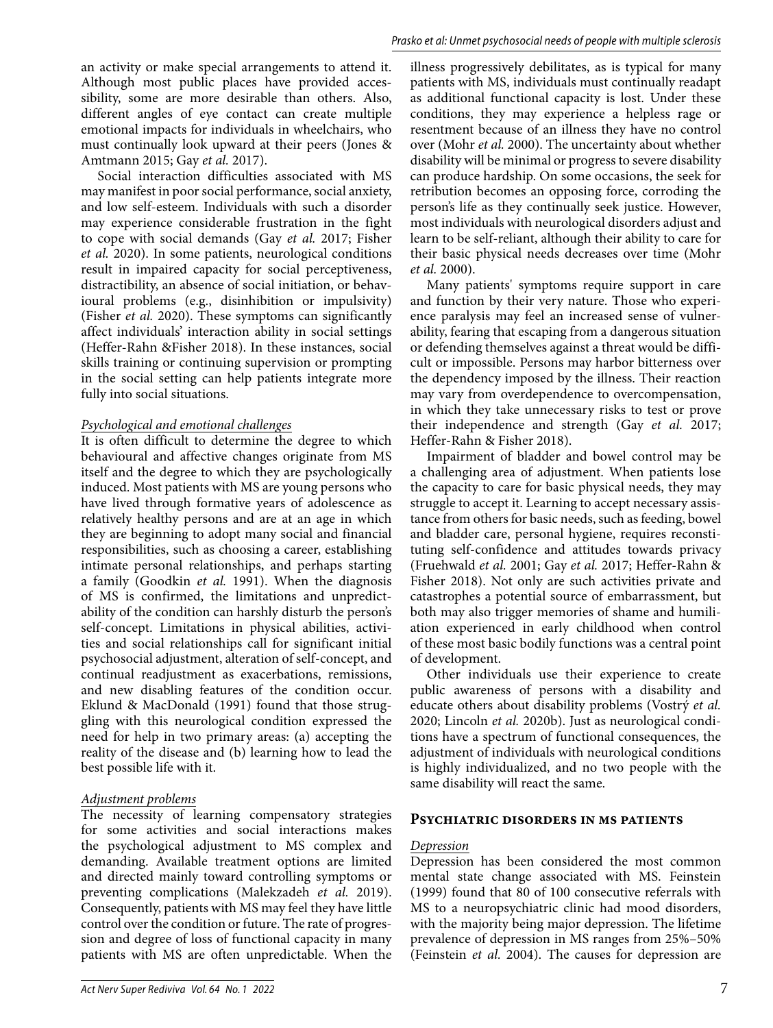an activity or make special arrangements to attend it. Although most public places have provided accessibility, some are more desirable than others. Also, different angles of eye contact can create multiple emotional impacts for individuals in wheelchairs, who must continually look upward at their peers (Jones & Amtmann 2015; Gay *et al.* 2017).

Social interaction difficulties associated with MS may manifest in poor social performance, social anxiety, and low self-esteem. Individuals with such a disorder may experience considerable frustration in the fight to cope with social demands (Gay *et al.* 2017; Fisher *et al.* 2020). In some patients, neurological conditions result in impaired capacity for social perceptiveness, distractibility, an absence of social initiation, or behavioural problems (e.g., disinhibition or impulsivity) (Fisher *et al.* 2020). These symptoms can significantly affect individuals' interaction ability in social settings (Heffer-Rahn &Fisher 2018). In these instances, social skills training or continuing supervision or prompting in the social setting can help patients integrate more fully into social situations.

### *Psychological and emotional challenges*

It is often difficult to determine the degree to which behavioural and affective changes originate from MS itself and the degree to which they are psychologically induced. Most patients with MS are young persons who have lived through formative years of adolescence as relatively healthy persons and are at an age in which they are beginning to adopt many social and financial responsibilities, such as choosing a career, establishing intimate personal relationships, and perhaps starting a family (Goodkin *et al.* 1991). When the diagnosis of MS is confirmed, the limitations and unpredictability of the condition can harshly disturb the person's self-concept. Limitations in physical abilities, activities and social relationships call for significant initial psychosocial adjustment, alteration of self-concept, and continual readjustment as exacerbations, remissions, and new disabling features of the condition occur. Eklund & MacDonald (1991) found that those struggling with this neurological condition expressed the need for help in two primary areas: (a) accepting the reality of the disease and (b) learning how to lead the best possible life with it.

### *Adjustment problems*

The necessity of learning compensatory strategies for some activities and social interactions makes the psychological adjustment to MS complex and demanding. Available treatment options are limited and directed mainly toward controlling symptoms or preventing complications (Malekzadeh *et al.* 2019). Consequently, patients with MS may feel they have little control over the condition or future. The rate of progression and degree of loss of functional capacity in many patients with MS are often unpredictable. When the illness progressively debilitates, as is typical for many patients with MS, individuals must continually readapt as additional functional capacity is lost. Under these conditions, they may experience a helpless rage or resentment because of an illness they have no control over (Mohr *et al.* 2000). The uncertainty about whether disability will be minimal or progress to severe disability can produce hardship. On some occasions, the seek for retribution becomes an opposing force, corroding the person's life as they continually seek justice. However, most individuals with neurological disorders adjust and learn to be self-reliant, although their ability to care for their basic physical needs decreases over time (Mohr *et al.* 2000).

Many patients' symptoms require support in care and function by their very nature. Those who experience paralysis may feel an increased sense of vulnerability, fearing that escaping from a dangerous situation or defending themselves against a threat would be difficult or impossible. Persons may harbor bitterness over the dependency imposed by the illness. Their reaction may vary from overdependence to overcompensation, in which they take unnecessary risks to test or prove their independence and strength (Gay *et al.* 2017; Heffer-Rahn & Fisher 2018).

Impairment of bladder and bowel control may be a challenging area of adjustment. When patients lose the capacity to care for basic physical needs, they may struggle to accept it. Learning to accept necessary assistance from others for basic needs, such as feeding, bowel and bladder care, personal hygiene, requires reconstituting self-confidence and attitudes towards privacy (Fruehwald *et al.* 2001; Gay *et al.* 2017; Heffer-Rahn & Fisher 2018). Not only are such activities private and catastrophes a potential source of embarrassment, but both may also trigger memories of shame and humiliation experienced in early childhood when control of these most basic bodily functions was a central point of development.

Other individuals use their experience to create public awareness of persons with a disability and educate others about disability problems (Vostrý *et al.* 2020; Lincoln *et al.* 2020b). Just as neurological conditions have a spectrum of functional consequences, the adjustment of individuals with neurological conditions is highly individualized, and no two people with the same disability will react the same.

## Psychiatric disorders in MS patients

### *Depression*

Depression has been considered the most common mental state change associated with MS. Feinstein (1999) found that 80 of 100 consecutive referrals with MS to a neuropsychiatric clinic had mood disorders, with the majority being major depression. The lifetime prevalence of depression in MS ranges from 25%–50% (Feinstein *et al.* 2004). The causes for depression are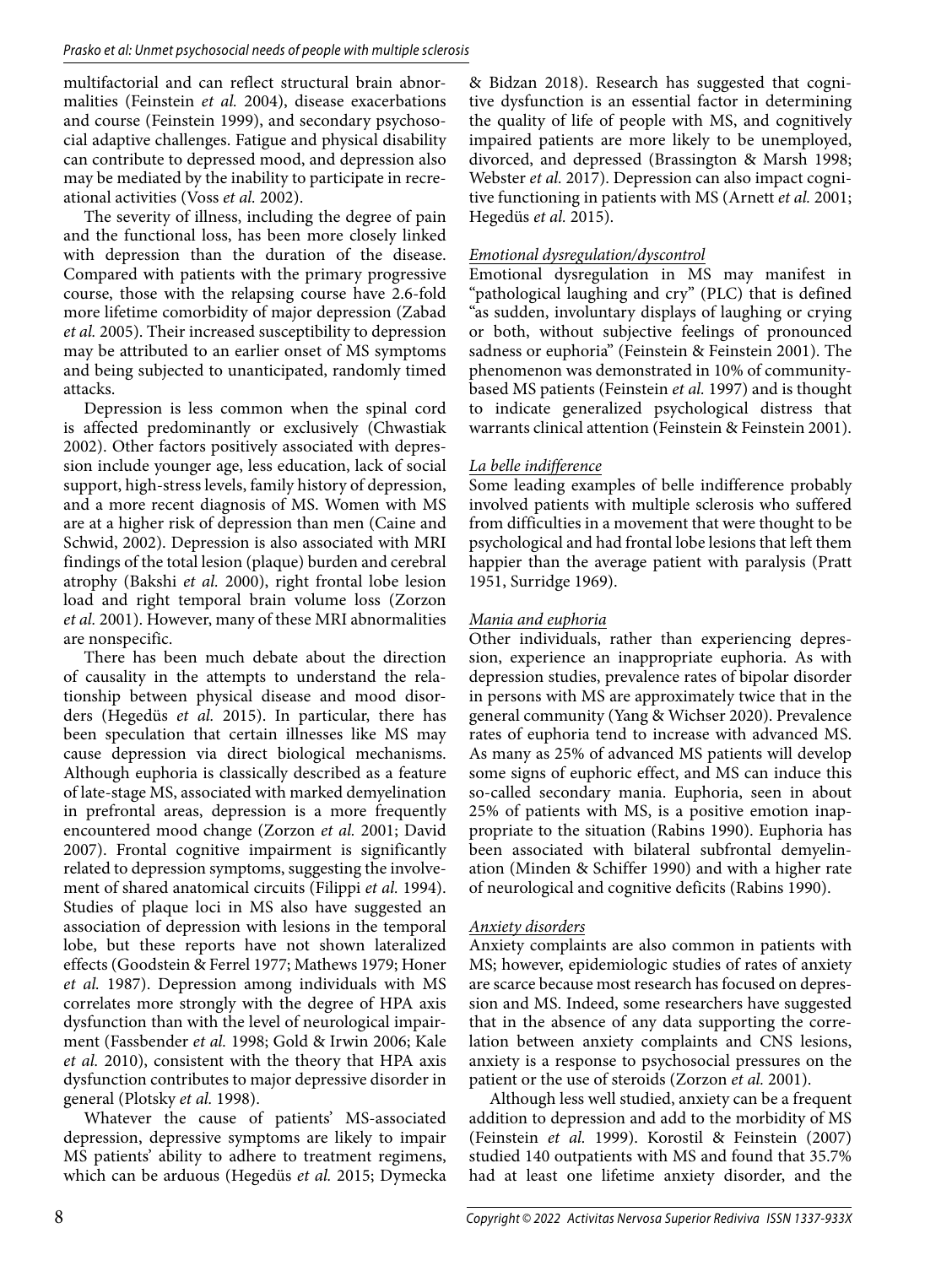multifactorial and can reflect structural brain abnormalities (Feinstein *et al.* 2004), disease exacerbations and course (Feinstein 1999), and secondary psychosocial adaptive challenges. Fatigue and physical disability can contribute to depressed mood, and depression also may be mediated by the inability to participate in recreational activities (Voss *et al.* 2002).

The severity of illness, including the degree of pain and the functional loss, has been more closely linked with depression than the duration of the disease. Compared with patients with the primary progressive course, those with the relapsing course have 2.6-fold more lifetime comorbidity of major depression (Zabad *et al.* 2005). Their increased susceptibility to depression may be attributed to an earlier onset of MS symptoms and being subjected to unanticipated, randomly timed attacks.

Depression is less common when the spinal cord is affected predominantly or exclusively (Chwastiak 2002). Other factors positively associated with depression include younger age, less education, lack of social support, high-stress levels, family history of depression, and a more recent diagnosis of MS. Women with MS are at a higher risk of depression than men (Caine and Schwid, 2002). Depression is also associated with MRI findings of the total lesion (plaque) burden and cerebral atrophy (Bakshi *et al.* 2000), right frontal lobe lesion load and right temporal brain volume loss (Zorzon *et al.* 2001). However, many of these MRI abnormalities are nonspecific.

There has been much debate about the direction of causality in the attempts to understand the relationship between physical disease and mood disorders (Hegedüs *et al.* 2015). In particular, there has been speculation that certain illnesses like MS may cause depression via direct biological mechanisms. Although euphoria is classically described as a feature of late-stage MS, associated with marked demyelination in prefrontal areas, depression is a more frequently encountered mood change (Zorzon *et al.* 2001; David 2007). Frontal cognitive impairment is significantly related to depression symptoms, suggesting the involvement of shared anatomical circuits (Filippi *et al.* 1994). Studies of plaque loci in MS also have suggested an association of depression with lesions in the temporal lobe, but these reports have not shown lateralized effects (Goodstein & Ferrel 1977; Mathews 1979; Honer *et al.* 1987). Depression among individuals with MS correlates more strongly with the degree of HPA axis dysfunction than with the level of neurological impairment (Fassbender *et al.* 1998; Gold & Irwin 2006; Kale *et al.* 2010), consistent with the theory that HPA axis dysfunction contributes to major depressive disorder in general (Plotsky *et al.* 1998).

Whatever the cause of patients' MS-associated depression, depressive symptoms are likely to impair MS patients' ability to adhere to treatment regimens, which can be arduous (Hegedüs *et al.* 2015; Dymecka & Bidzan 2018). Research has suggested that cognitive dysfunction is an essential factor in determining the quality of life of people with MS, and cognitively impaired patients are more likely to be unemployed, divorced, and depressed (Brassington & Marsh 1998; Webster *et al.* 2017). Depression can also impact cognitive functioning in patients with MS (Arnett *et al.* 2001; Hegedüs *et al.* 2015).

#### Emotional dysregulation/dyscontrol

Emotional dysregulation in MS may manifest in "pathological laughing and cry" (PLC) that is defined "as sudden, involuntary displays of laughing or crying or both, without subjective feelings of pronounced sadness or euphoria" (Feinstein & Feinstein 2001). The phenomenon was demonstrated in 10% of community-based MS patients (Feinstein *et al.* 1997) and is thought to indicate generalized psychological distress that warrants clinical attention (Feinstein & Feinstein 2001).

#### La belle indifference

Some leading examples of belle indifference probably involved patients with multiple sclerosis who suffered from difficulties in a movement that were thought to be psychological and had frontal lobe lesions that left them happier than the average patient with paralysis (Pratt 1951, Surridge 1969).

#### Mania and euphoria

Other individuals, rather than experiencing depression, experience an inappropriate euphoria. As with depression studies, prevalence rates of bipolar disorder in persons with MS are approximately twice that in the general community (Yang & Wichser 2020). Prevalence rates of euphoria tend to increase with advanced MS. As many as 25% of advanced MS patients will develop some signs of euphoric effect, and MS can induce this so-called secondary mania. Euphoria, seen in about 25% of patients with MS, is a positive emotion inappropriate to the situation (Rabins 1990). Euphoria has been associated with bilateral subfrontal demyelination (Minden & Schiffer 1990) and with a higher rate of neurological and cognitive deficits (Rabins 1990).

#### Anxiety disorders

Anxiety complaints are also common in patients with MS; however, epidemiologic studies of rates of anxiety are scarce because most research has focused on depression and MS. Indeed, some researchers have suggested that in the absence of any data supporting the correlation between anxiety complaints and CNS lesions, anxiety is a response to psychosocial pressures on the patient or the use of steroids (Zorzon *et al.* 2001).

Although less well studied, anxiety can be a frequent addition to depression and add to the morbidity of MS (Feinstein *et al.* 1999). Korostil & Feinstein (2007) studied 140 outpatients with MS and found that 35.7% had at least one lifetime anxiety disorder, and the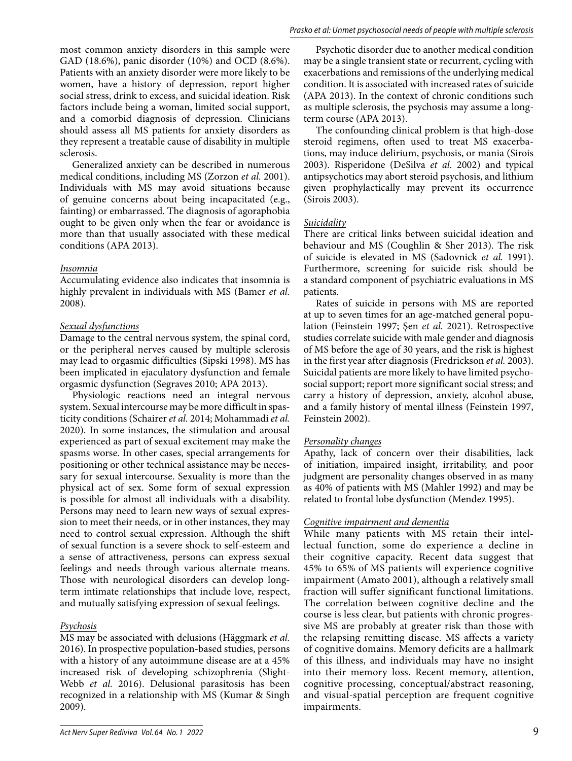most common anxiety disorders in this sample were GAD (18.6%), panic disorder (10%) and OCD (8.6%). Patients with an anxiety disorder were more likely to be women, have a history of depression, report higher social stress, drink to excess, and suicidal ideation. Risk factors include being a woman, limited social support, and a comorbid diagnosis of depression. Clinicians should assess all MS patients for anxiety disorders as they represent a treatable cause of disability in multiple sclerosis.

Generalized anxiety can be described in numerous medical conditions, including MS (Zorzon *et al.* 2001). Individuals with MS may avoid situations because of genuine concerns about being incapacitated (e.g., fainting) or embarrassed. The diagnosis of agoraphobia ought to be given only when the fear or avoidance is more than that usually associated with these medical conditions (APA 2013).

*Insomnia*

Accumulating evidence also indicates that insomnia is highly prevalent in individuals with MS (Bamer *et al.* 2008).

*Sexual dysfunctions*

Damage to the central nervous system, the spinal cord, or the peripheral nerves caused by multiple sclerosis may lead to orgasmic difficulties (Sipski 1998). MS has been implicated in ejaculatory dysfunction and female orgasmic dysfunction (Segraves 2010; APA 2013).

Physiologic reactions need an integral nervous system. Sexual intercourse may be more difficult in spasticity conditions (Schairer *et al.* 2014; Mohammadi *et al.* 2020). In some instances, the stimulation and arousal experienced as part of sexual excitement may make the spasms worse. In other cases, special arrangements for positioning or other technical assistance may be necessary for sexual intercourse. Sexuality is more than the physical act of sex. Some form of sexual expression is possible for almost all individuals with a disability. Persons may need to learn new ways of sexual expression to meet their needs, or in other instances, they may need to control sexual expression. Although the shift of sexual function is a severe shock to self-esteem and a sense of attractiveness, persons can express sexual feelings and needs through various alternate means. Those with neurological disorders can develop long-term intimate relationships that include love, respect, and mutually satisfying expression of sexual feelings.

*Psychosis*

MS may be associated with delusions (Häggmark *et al.* 2016). In prospective population-based studies, persons with a history of any autoimmune disease are at a 45% increased risk of developing schizophrenia (Slight-Webb *et al.* 2016). Delusional parasitosis has been recognized in a relationship with MS (Kumar & Singh 2009).

Psychotic disorder due to another medical condition may be a single transient state or recurrent, cycling with exacerbations and remissions of the underlying medical condition. It is associated with increased rates of suicide (APA 2013). In the context of chronic conditions such as multiple sclerosis, the psychosis may assume a long-term course (APA 2013).

The confounding clinical problem is that high-dose steroid regimens, often used to treat MS exacerbations, may induce delirium, psychosis, or mania (Sirois 2003). Risperidone (DeSilva *et al.* 2002) and typical antipsychotics may abort steroid psychosis, and lithium given prophylactically may prevent its occurrence (Sirois 2003).

*Suicidality*

There are critical links between suicidal ideation and behaviour and MS (Coughlin & Sher 2013). The risk of suicide is elevated in MS (Sadovnick *et al.* 1991). Furthermore, screening for suicide risk should be a standard component of psychiatric evaluations in MS patients.

Rates of suicide in persons with MS are reported at up to seven times for an age-matched general population (Feinstein 1997; Şen *et al.* 2021). Retrospective studies correlate suicide with male gender and diagnosis of MS before the age of 30 years, and the risk is highest in the first year after diagnosis (Fredrickson *et al.* 2003). Suicidal patients are more likely to have limited psychosocial support; report more significant social stress; and carry a history of depression, anxiety, alcohol abuse, and a family history of mental illness (Feinstein 1997, Feinstein 2002).

*Personality changes*

Apathy, lack of concern over their disabilities, lack of initiation, impaired insight, irritability, and poor judgment are personality changes observed in as many as 40% of patients with MS (Mahler 1992) and may be related to frontal lobe dysfunction (Mendez 1995).

*Cognitive impairment and dementia*

While many patients with MS retain their intellectual function, some do experience a decline in their cognitive capacity. Recent data suggest that 45% to 65% of MS patients will experience cognitive impairment (Amato 2001), although a relatively small fraction will suffer significant functional limitations. The correlation between cognitive decline and the course is less clear, but patients with chronic progressive MS are probably at greater risk than those with the relapsing remitting disease. MS affects a variety of cognitive domains. Memory deficits are a hallmark of this illness, and individuals may have no insight into their memory loss. Recent memory, attention, cognitive processing, conceptual/abstract reasoning, and visual-spatial perception are frequent cognitive impairments.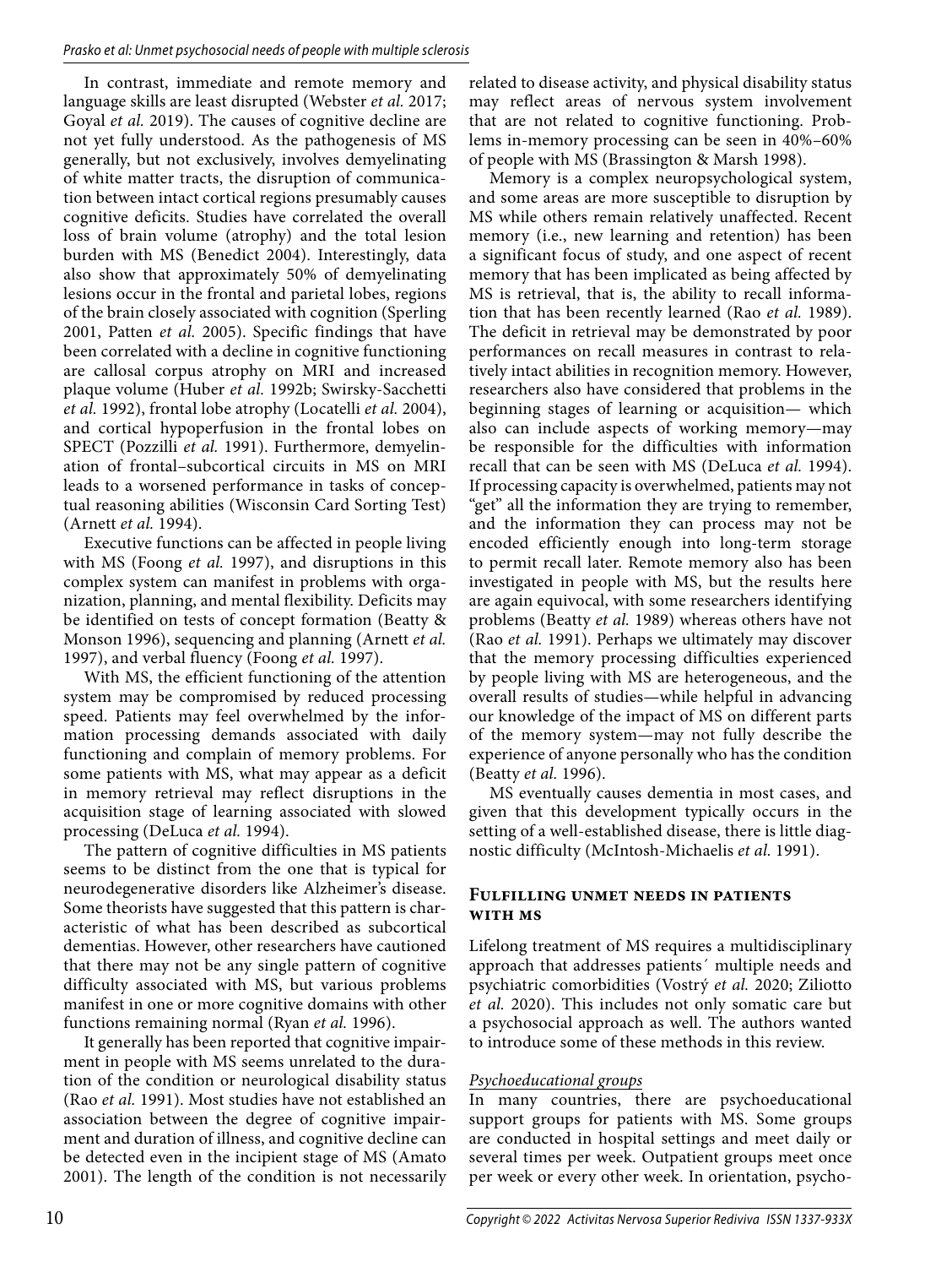In contrast, immediate and remote memory and language skills are least disrupted (Webster *et al.* 2017; Goyal *et al.* 2019). The causes of cognitive decline are not yet fully understood. As the pathogenesis of MS generally, but not exclusively, involves demyelinating of white matter tracts, the disruption of communication between intact cortical regions presumably causes cognitive deficits. Studies have correlated the overall loss of brain volume (atrophy) and the total lesion burden with MS (Benedict 2004). Interestingly, data also show that approximately 50% of demyelinating lesions occur in the frontal and parietal lobes, regions of the brain closely associated with cognition (Sperling 2001, Patten *et al.* 2005). Specific findings that have been correlated with a decline in cognitive functioning are callosal corpus atrophy on MRI and increased plaque volume (Huber *et al.* 1992b; Swirsky-Sacchetti *et al.* 1992), frontal lobe atrophy (Locatelli *et al.* 2004), and cortical hypoperfusion in the frontal lobes on SPECT (Pozzilli *et al.* 1991). Furthermore, demyelination of frontal–subcortical circuits in MS on MRI leads to a worsened performance in tasks of conceptual reasoning abilities (Wisconsin Card Sorting Test) (Arnett *et al.* 1994).

Executive functions can be affected in people living with MS (Foong *et al.* 1997), and disruptions in this complex system can manifest in problems with organization, planning, and mental flexibility. Deficits may be identified on tests of concept formation (Beatty & Monson 1996), sequencing and planning (Arnett *et al.* 1997), and verbal fluency (Foong *et al.* 1997).

With MS, the efficient functioning of the attention system may be compromised by reduced processing speed. Patients may feel overwhelmed by the information processing demands associated with daily functioning and complain of memory problems. For some patients with MS, what may appear as a deficit in memory retrieval may reflect disruptions in the acquisition stage of learning associated with slowed processing (DeLuca *et al.* 1994).

The pattern of cognitive difficulties in MS patients seems to be distinct from the one that is typical for neurodegenerative disorders like Alzheimer's disease. Some theorists have suggested that this pattern is characteristic of what has been described as subcortical dementias. However, other researchers have cautioned that there may not be any single pattern of cognitive difficulty associated with MS, but various problems manifest in one or more cognitive domains with other functions remaining normal (Ryan *et al.* 1996).

It generally has been reported that cognitive impairment in people with MS seems unrelated to the duration of the condition or neurological disability status (Rao *et al.* 1991). Most studies have not established an association between the degree of cognitive impairment and duration of illness, and cognitive decline can be detected even in the incipient stage of MS (Amato 2001). The length of the condition is not necessarily related to disease activity, and physical disability status may reflect areas of nervous system involvement that are not related to cognitive functioning. Problems in-memory processing can be seen in 40%–60% of people with MS (Brassington & Marsh 1998).

Memory is a complex neuropsychological system, and some areas are more susceptible to disruption by MS while others remain relatively unaffected. Recent memory (i.e., new learning and retention) has been a significant focus of study, and one aspect of recent memory that has been implicated as being affected by MS is retrieval, that is, the ability to recall information that has been recently learned (Rao *et al.* 1989). The deficit in retrieval may be demonstrated by poor performances on recall measures in contrast to relatively intact abilities in recognition memory. However, researchers also have considered that problems in the beginning stages of learning or acquisition— which also can include aspects of working memory—may be responsible for the difficulties with information recall that can be seen with MS (DeLuca *et al.* 1994). If processing capacity is overwhelmed, patients may not "get" all the information they are trying to remember, and the information they can process may not be encoded efficiently enough into long-term storage to permit recall later. Remote memory also has been investigated in people with MS, but the results here are again equivocal, with some researchers identifying problems (Beatty *et al.* 1989) whereas others have not (Rao *et al.* 1991). Perhaps we ultimately may discover that the memory processing difficulties experienced by people living with MS are heterogeneous, and the overall results of studies—while helpful in advancing our knowledge of the impact of MS on different parts of the memory system—may not fully describe the experience of anyone personally who has the condition (Beatty *et al.* 1996).

MS eventually causes dementia in most cases, and given that this development typically occurs in the setting of a well-established disease, there is little diagnostic difficulty (McIntosh-Michaelis *et al.* 1991).

## Fulfilling unmet needs in patients with MS

Lifelong treatment of MS requires a multidisciplinary approach that addresses patients´ multiple needs and psychiatric comorbidities (Vostrý *et al.* 2020; Ziliotto *et al.* 2020). This includes not only somatic care but a psychosocial approach as well. The authors wanted to introduce some of these methods in this review.

### Psychoeducational groups

In many countries, there are psychoeducational support groups for patients with MS. Some groups are conducted in hospital settings and meet daily or several times per week. Outpatient groups meet once per week or every other week. In orientation, psycho-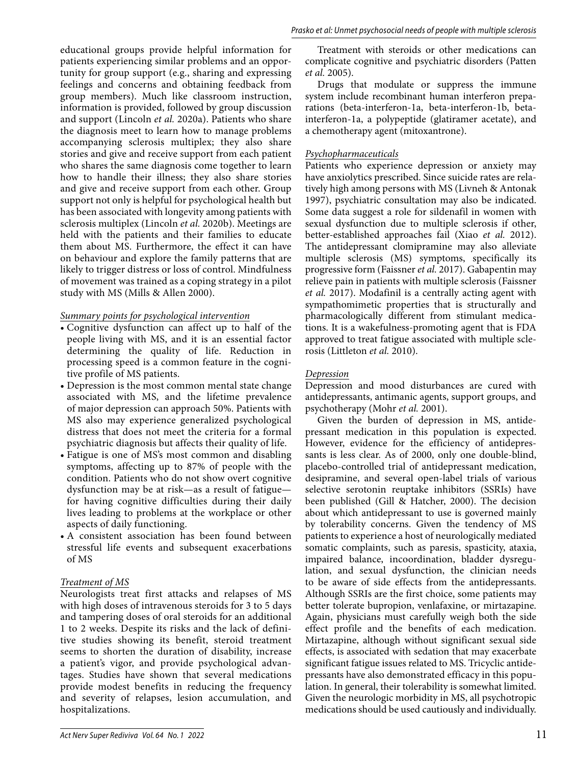educational groups provide helpful information for patients experiencing similar problems and an opportunity for group support (e.g., sharing and expressing feelings and concerns and obtaining feedback from group members). Much like classroom instruction, information is provided, followed by group discussion and support (Lincoln *et al.* 2020a). Patients who share the diagnosis meet to learn how to manage problems accompanying sclerosis multiplex; they also share stories and give and receive support from each patient who shares the same diagnosis come together to learn how to handle their illness; they also share stories and give and receive support from each other. Group support not only is helpful for psychological health but has been associated with longevity among patients with sclerosis multiplex (Lincoln *et al.* 2020b). Meetings are held with the patients and their families to educate them about MS. Furthermore, the effect it can have on behaviour and explore the family patterns that are likely to trigger distress or loss of control. Mindfulness of movement was trained as a coping strategy in a pilot study with MS (Mills & Allen 2000).

#### *Summary points for psychological intervention*

- Cognitive dysfunction can affect up to half of the people living with MS, and it is an essential factor determining the quality of life. Reduction in processing speed is a common feature in the cognitive profile of MS patients.
- Depression is the most common mental state change associated with MS, and the lifetime prevalence of major depression can approach 50%. Patients with MS also may experience generalized psychological distress that does not meet the criteria for a formal psychiatric diagnosis but affects their quality of life.
- Fatigue is one of MS's most common and disabling symptoms, affecting up to 87% of people with the condition. Patients who do not show overt cognitive dysfunction may be at risk—as a result of fatigue—for having cognitive difficulties during their daily lives leading to problems at the workplace or other aspects of daily functioning.
- A consistent association has been found between stressful life events and subsequent exacerbations of MS

#### *Treatment of MS*

Neurologists treat first attacks and relapses of MS with high doses of intravenous steroids for 3 to 5 days and tampering doses of oral steroids for an additional 1 to 2 weeks. Despite its risks and the lack of definitive studies showing its benefit, steroid treatment seems to shorten the duration of disability, increase a patient's vigor, and provide psychological advantages. Studies have shown that several medications provide modest benefits in reducing the frequency and severity of relapses, lesion accumulation, and hospitalizations.

Treatment with steroids or other medications can complicate cognitive and psychiatric disorders (Patten *et al.* 2005).

Drugs that modulate or suppress the immune system include recombinant human interferon preparations (beta-interferon-1a, beta-interferon-1b, beta-interferon-1a, a polypeptide (glatiramer acetate), and a chemotherapy agent (mitoxantrone).

#### *Psychopharmaceuticals*

Patients who experience depression or anxiety may have anxiolytics prescribed. Since suicide rates are relatively high among persons with MS (Livneh & Antonak 1997), psychiatric consultation may also be indicated. Some data suggest a role for sildenafil in women with sexual dysfunction due to multiple sclerosis if other, better-established approaches fail (Xiao *et al.* 2012). The antidepressant clomipramine may also alleviate multiple sclerosis (MS) symptoms, specifically its progressive form (Faissner *et al.* 2017). Gabapentin may relieve pain in patients with multiple sclerosis (Faissner *et al.* 2017). Modafinil is a centrally acting agent with sympathomimetic properties that is structurally and pharmacologically different from stimulant medications. It is a wakefulness-promoting agent that is FDA approved to treat fatigue associated with multiple sclerosis (Littleton *et al.* 2010).

#### *Depression*

Depression and mood disturbances are cured with antidepressants, antimanic agents, support groups, and psychotherapy (Mohr *et al.* 2001).

Given the burden of depression in MS, antidepressant medication in this population is expected. However, evidence for the efficiency of antidepressants is less clear. As of 2000, only one double-blind, placebo-controlled trial of antidepressant medication, desipramine, and several open-label trials of various selective serotonin reuptake inhibitors (SSRIs) have been published (Gill & Hatcher, 2000). The decision about which antidepressant to use is governed mainly by tolerability concerns. Given the tendency of MS patients to experience a host of neurologically mediated somatic complaints, such as paresis, spasticity, ataxia, impaired balance, incoordination, bladder dysregulation, and sexual dysfunction, the clinician needs to be aware of side effects from the antidepressants. Although SSRIs are the first choice, some patients may better tolerate bupropion, venlafaxine, or mirtazapine. Again, physicians must carefully weigh both the side effect profile and the benefits of each medication. Mirtazapine, although without significant sexual side effects, is associated with sedation that may exacerbate significant fatigue issues related to MS. Tricyclic antidepressants have also demonstrated efficacy in this population. In general, their tolerability is somewhat limited. Given the neurologic morbidity in MS, all psychotropic medications should be used cautiously and individually.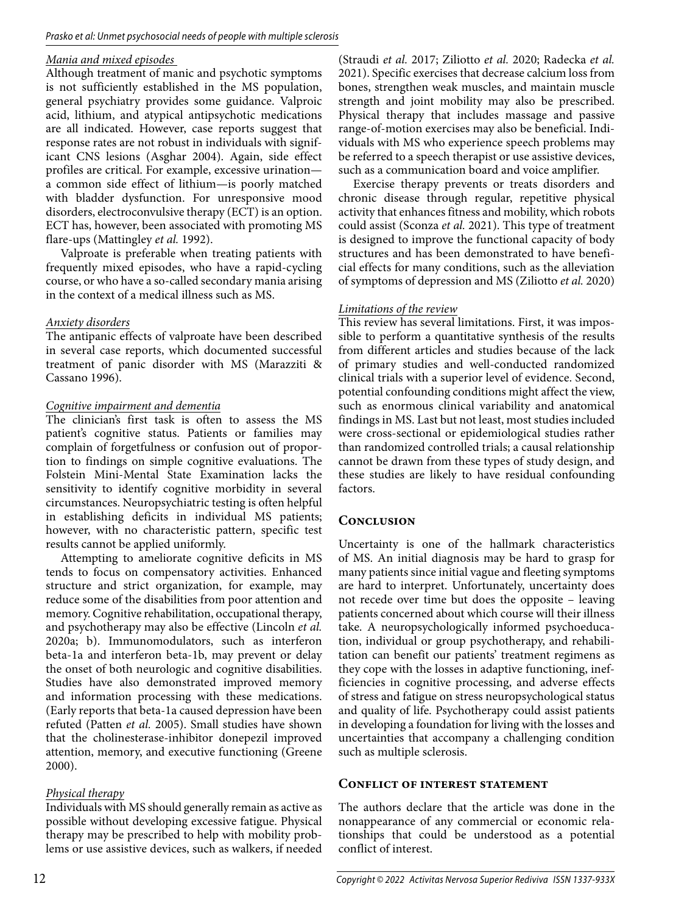### Mania and mixed episodes

Although treatment of manic and psychotic symptoms is not sufficiently established in the MS population, general psychiatry provides some guidance. Valproic acid, lithium, and atypical antipsychotic medications are all indicated. However, case reports suggest that response rates are not robust in individuals with significant CNS lesions (Asghar 2004). Again, side effect profiles are critical. For example, excessive urination—a common side effect of lithium—is poorly matched with bladder dysfunction. For unresponsive mood disorders, electroconvulsive therapy (ECT) is an option. ECT has, however, been associated with promoting MS flare-ups (Mattingley *et al.* 1992).

Valproate is preferable when treating patients with frequently mixed episodes, who have a rapid-cycling course, or who have a so-called secondary mania arising in the context of a medical illness such as MS.

### Anxiety disorders

The antipanic effects of valproate have been described in several case reports, which documented successful treatment of panic disorder with MS (Marazziti & Cassano 1996).

### Cognitive impairment and dementia

The clinician's first task is often to assess the MS patient's cognitive status. Patients or families may complain of forgetfulness or confusion out of proportion to findings on simple cognitive evaluations. The Folstein Mini-Mental State Examination lacks the sensitivity to identify cognitive morbidity in several circumstances. Neuropsychiatric testing is often helpful in establishing deficits in individual MS patients; however, with no characteristic pattern, specific test results cannot be applied uniformly.

Attempting to ameliorate cognitive deficits in MS tends to focus on compensatory activities. Enhanced structure and strict organization, for example, may reduce some of the disabilities from poor attention and memory. Cognitive rehabilitation, occupational therapy, and psychotherapy may also be effective (Lincoln *et al.* 2020a; b). Immunomodulators, such as interferon beta-1a and interferon beta-1b, may prevent or delay the onset of both neurologic and cognitive disabilities. Studies have also demonstrated improved memory and information processing with these medications. (Early reports that beta-1a caused depression have been refuted (Patten *et al.* 2005). Small studies have shown that the cholinesterase-inhibitor donepezil improved attention, memory, and executive functioning (Greene 2000).

### Physical therapy

Individuals with MS should generally remain as active as possible without developing excessive fatigue. Physical therapy may be prescribed to help with mobility problems or use assistive devices, such as walkers, if needed (Straudi *et al.* 2017; Ziliotto *et al.* 2020; Radecka *et al.* 2021). Specific exercises that decrease calcium loss from bones, strengthen weak muscles, and maintain muscle strength and joint mobility may also be prescribed. Physical therapy that includes massage and passive range-of-motion exercises may also be beneficial. Individuals with MS who experience speech problems may be referred to a speech therapist or use assistive devices, such as a communication board and voice amplifier.

Exercise therapy prevents or treats disorders and chronic disease through regular, repetitive physical activity that enhances fitness and mobility, which robots could assist (Sconza *et al.* 2021). This type of treatment is designed to improve the functional capacity of body structures and has been demonstrated to have beneficial effects for many conditions, such as the alleviation of symptoms of depression and MS (Ziliotto *et al.* 2020)

### Limitations of the review

This review has several limitations. First, it was impossible to perform a quantitative synthesis of the results from different articles and studies because of the lack of primary studies and well-conducted randomized clinical trials with a superior level of evidence. Second, potential confounding conditions might affect the view, such as enormous clinical variability and anatomical findings in MS. Last but not least, most studies included were cross-sectional or epidemiological studies rather than randomized controlled trials; a causal relationship cannot be drawn from these types of study design, and these studies are likely to have residual confounding factors.

## Conclusion

Uncertainty is one of the hallmark characteristics of MS. An initial diagnosis may be hard to grasp for many patients since initial vague and fleeting symptoms are hard to interpret. Unfortunately, uncertainty does not recede over time but does the opposite – leaving patients concerned about which course will their illness take. A neuropsychologically informed psychoeducation, individual or group psychotherapy, and rehabilitation can benefit our patients' treatment regimens as they cope with the losses in adaptive functioning, inefficiencies in cognitive processing, and adverse effects of stress and fatigue on stress neuropsychological status and quality of life. Psychotherapy could assist patients in developing a foundation for living with the losses and uncertainties that accompany a challenging condition such as multiple sclerosis.

## Conflict of interest statement

The authors declare that the article was done in the nonappearance of any commercial or economic relationships that could be understood as a potential conflict of interest.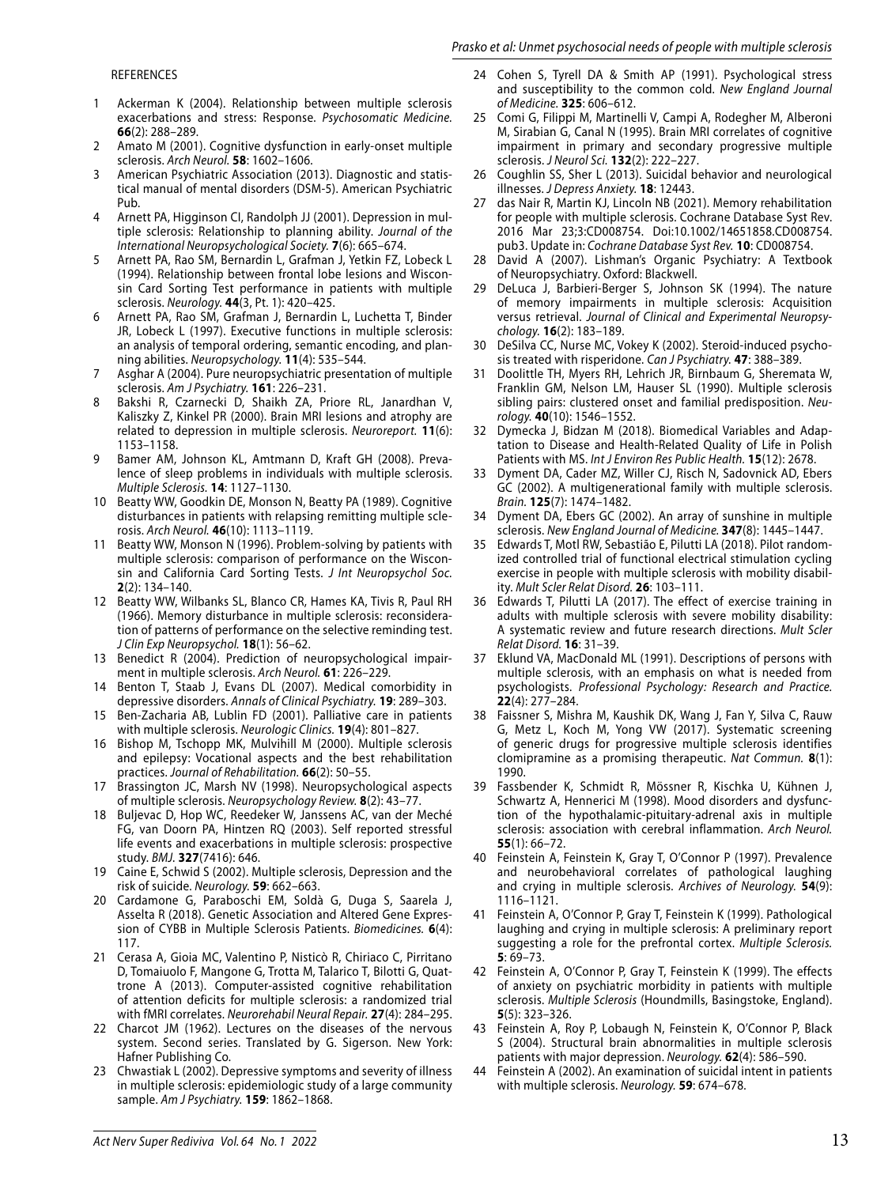REFERENCES

1. Ackerman K (2004). Relationship between multiple sclerosis exacerbations and stress: Response. *Psychosomatic Medicine.* **66**(2): 288–289.
2. Amato M (2001). Cognitive dysfunction in early-onset multiple sclerosis. *Arch Neurol.* **58**: 1602–1606.
3. American Psychiatric Association (2013). Diagnostic and statistical manual of mental disorders (DSM-5). American Psychiatric Pub.
4. Arnett PA, Higginson CI, Randolph JJ (2001). Depression in multiple sclerosis: Relationship to planning ability. *Journal of the International Neuropsychological Society.* **7**(6): 665–674.
5. Arnett PA, Rao SM, Bernardin L, Grafman J, Yetkin FZ, Lobeck L (1994). Relationship between frontal lobe lesions and Wisconsin Card Sorting Test performance in patients with multiple sclerosis. *Neurology.* **44**(3, Pt. 1): 420–425.
6. Arnett PA, Rao SM, Grafman J, Bernardin L, Luchetta T, Binder JR, Lobeck L (1997). Executive functions in multiple sclerosis: an analysis of temporal ordering, semantic encoding, and planning abilities. *Neuropsychology.* **11**(4): 535–544.
7. Asghar A (2004). Pure neuropsychiatric presentation of multiple sclerosis. *Am J Psychiatry.* **161**: 226–231.
8. Bakshi R, Czarnecki D, Shaikh ZA, Priore RL, Janardhan V, Kaliszky Z, Kinkel PR (2000). Brain MRI lesions and atrophy are related to depression in multiple sclerosis. *Neuroreport.* **11**(6): 1153–1158.
9. Bamer AM, Johnson KL, Amtmann D, Kraft GH (2008). Prevalence of sleep problems in individuals with multiple sclerosis. *Multiple Sclerosis.* **14**: 1127–1130.
10. Beatty WW, Goodkin DE, Monson N, Beatty PA (1989). Cognitive disturbances in patients with relapsing remitting multiple sclerosis. *Arch Neurol.* **46**(10): 1113–1119.
11. Beatty WW, Monson N (1996). Problem-solving by patients with multiple sclerosis: comparison of performance on the Wisconsin and California Card Sorting Tests. *J Int Neuropsychol Soc.* **2**(2): 134–140.
12. Beatty WW, Wilbanks SL, Blanco CR, Hames KA, Tivis R, Paul RH (1966). Memory disturbance in multiple sclerosis: reconsideration of patterns of performance on the selective reminding test. *J Clin Exp Neuropsychol.* **18**(1): 56–62.
13. Benedict R (2004). Prediction of neuropsychological impairment in multiple sclerosis. *Arch Neurol.* **61**: 226–229.
14. Benton T, Staab J, Evans DL (2007). Medical comorbidity in depressive disorders. *Annals of Clinical Psychiatry.* **19**: 289–303.
15. Ben-Zacharia AB, Lublin FD (2001). Palliative care in patients with multiple sclerosis. *Neurologic Clinics.* **19**(4): 801–827.
16. Bishop M, Tschopp MK, Mulvihill M (2000). Multiple sclerosis and epilepsy: Vocational aspects and the best rehabilitation practices. *Journal of Rehabilitation.* **66**(2): 50–55.
17. Brassington JC, Marsh NV (1998). Neuropsychological aspects of multiple sclerosis. *Neuropsychology Review.* **8**(2): 43–77.
18. Buljevac D, Hop WC, Reedeker W, Janssens AC, van der Meché FG, van Doorn PA, Hintzen RQ (2003). Self reported stressful life events and exacerbations in multiple sclerosis: prospective study. *BMJ.* **327**(7416): 646.
19. Caine E, Schwid S (2002). Multiple sclerosis, Depression and the risk of suicide. *Neurology.* **59**: 662–663.
20. Cardamone G, Paraboschi EM, Soldà G, Duga S, Saarela J, Asselta R (2018). Genetic Association and Altered Gene Expression of CYBB in Multiple Sclerosis Patients. *Biomedicines.* **6**(4): 117.
21. Cerasa A, Gioia MC, Valentino P, Nisticò R, Chiriaco C, Pirritano D, Tomaiuolo F, Mangone G, Trotta M, Talarico T, Bilotti G, Quattrone A (2013). Computer-assisted cognitive rehabilitation of attention deficits for multiple sclerosis: a randomized trial with fMRI correlates. *Neurorehabil Neural Repair.* **27**(4): 284–295.
22. Charcot JM (1962). Lectures on the diseases of the nervous system. Second series. Translated by G. Sigerson. New York: Hafner Publishing Co.
23. Chwastiak L (2002). Depressive symptoms and severity of illness in multiple sclerosis: epidemiologic study of a large community sample. *Am J Psychiatry.* **159**: 1862–1868.
24. Cohen S, Tyrell DA & Smith AP (1991). Psychological stress and susceptibility to the common cold. *New England Journal of Medicine.* **325**: 606–612.
25. Comi G, Filippi M, Martinelli V, Campi A, Rodegher M, Alberoni M, Sirabian G, Canal N (1995). Brain MRI correlates of cognitive impairment in primary and secondary progressive multiple sclerosis. *J Neurol Sci.* **132**(2): 222–227.
26. Coughlin SS, Sher L (2013). Suicidal behavior and neurological illnesses. *J Depress Anxiety.* **18**: 12443.
27. das Nair R, Martin KJ, Lincoln NB (2021). Memory rehabilitation for people with multiple sclerosis. Cochrane Database Syst Rev. 2016 Mar 23;3:CD008754. Doi:10.1002/14651858.CD008754.pub3. Update in: *Cochrane Database Syst Rev.* **10**: CD008754.
28. David A (2007). Lishman's Organic Psychiatry: A Textbook of Neuropsychiatry. Oxford: Blackwell.
29. DeLuca J, Barbieri-Berger S, Johnson SK (1994). The nature of memory impairments in multiple sclerosis: Acquisition versus retrieval. *Journal of Clinical and Experimental Neuropsychology.* **16**(2): 183–189.
30. DeSilva CC, Nurse MC, Vokey K (2002). Steroid-induced psychosis treated with risperidone. *Can J Psychiatry.* **47**: 388–389.
31. Doolittle TH, Myers RH, Lehrich JR, Birnbaum G, Sheremata W, Franklin GM, Nelson LM, Hauser SL (1990). Multiple sclerosis sibling pairs: clustered onset and familial predisposition. *Neurology.* **40**(10): 1546–1552.
32. Dymecka J, Bidzan M (2018). Biomedical Variables and Adaptation to Disease and Health-Related Quality of Life in Polish Patients with MS. *Int J Environ Res Public Health.* **15**(12): 2678.
33. Dyment DA, Cader MZ, Willer CJ, Risch N, Sadovnick AD, Ebers GC (2002). A multigenerational family with multiple sclerosis. *Brain.* **125**(7): 1474–1482.
34. Dyment DA, Ebers GC (2002). An array of sunshine in multiple sclerosis. *New England Journal of Medicine.* **347**(8): 1445–1447.
35. Edwards T, Motl RW, Sebastião E, Pilutti LA (2018). Pilot randomized controlled trial of functional electrical stimulation cycling exercise in people with multiple sclerosis with mobility disability. *Mult Scler Relat Disord.* **26**: 103–111.
36. Edwards T, Pilutti LA (2017). The effect of exercise training in adults with multiple sclerosis with severe mobility disability: A systematic review and future research directions. *Mult Scler Relat Disord.* **16**: 31–39.
37. Eklund VA, MacDonald ML (1991). Descriptions of persons with multiple sclerosis, with an emphasis on what is needed from psychologists. *Professional Psychology: Research and Practice.* **22**(4): 277–284.
38. Faissner S, Mishra M, Kaushik DK, Wang J, Fan Y, Silva C, Rauw G, Metz L, Koch M, Yong VW (2017). Systematic screening of generic drugs for progressive multiple sclerosis identifies clomipramine as a promising therapeutic. *Nat Commun.* **8**(1): 1990.
39. Fassbender K, Schmidt R, Mössner R, Kischka U, Kühnen J, Schwartz A, Hennerici M (1998). Mood disorders and dysfunction of the hypothalamic-pituitary-adrenal axis in multiple sclerosis: association with cerebral inflammation. *Arch Neurol.* **55**(1): 66–72.
40. Feinstein A, Feinstein K, Gray T, O'Connor P (1997). Prevalence and neurobehavioral correlates of pathological laughing and crying in multiple sclerosis. *Archives of Neurology.* **54**(9): 1116–1121.
41. Feinstein A, O'Connor P, Gray T, Feinstein K (1999). Pathological laughing and crying in multiple sclerosis: A preliminary report suggesting a role for the prefrontal cortex. *Multiple Sclerosis.* **5**: 69–73.
42. Feinstein A, O'Connor P, Gray T, Feinstein K (1999). The effects of anxiety on psychiatric morbidity in patients with multiple sclerosis. *Multiple Sclerosis* (Houndmills, Basingstoke, England). **5**(5): 323–326.
43. Feinstein A, Roy P, Lobaugh N, Feinstein K, O'Connor P, Black S (2004). Structural brain abnormalities in multiple sclerosis patients with major depression. *Neurology.* **62**(4): 586–590.
44. Feinstein A (2002). An examination of suicidal intent in patients with multiple sclerosis. *Neurology.* **59**: 674–678.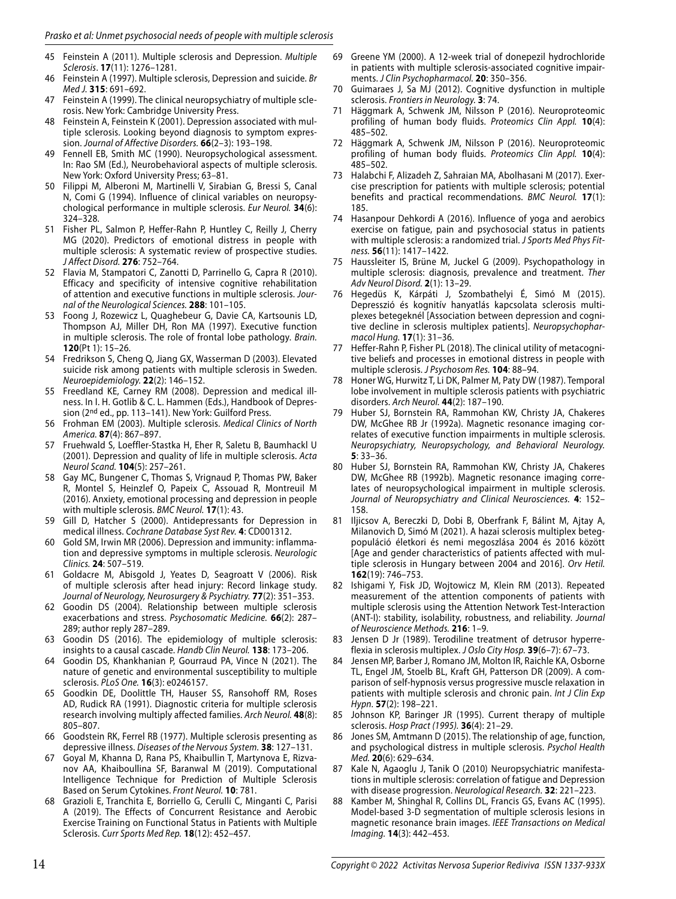45 Feinstein A (2011). Multiple sclerosis and Depression. *Multiple Sclerosis*. **17**(11): 1276–1281.

46 Feinstein A (1997). Multiple sclerosis, Depression and suicide. *Br Med J.* **315**: 691–692.

47 Feinstein A (1999). The clinical neuropsychiatry of multiple sclerosis. New York: Cambridge University Press.

48 Feinstein A, Feinstein K (2001). Depression associated with multiple sclerosis. Looking beyond diagnosis to symptom expression. *Journal of Affective Disorders.* **66**(2–3): 193–198.

49 Fennell EB, Smith MC (1990). Neuropsychological assessment. In: Rao SM (Ed.), Neurobehavioral aspects of multiple sclerosis. New York: Oxford University Press; 63–81.

50 Filippi M, Alberoni M, Martinelli V, Sirabian G, Bressi S, Canal N, Comi G (1994). Influence of clinical variables on neuropsychological performance in multiple sclerosis. *Eur Neurol.* **34**(6): 324–328.

51 Fisher PL, Salmon P, Heffer-Rahn P, Huntley C, Reilly J, Cherry MG (2020). Predictors of emotional distress in people with multiple sclerosis: A systematic review of prospective studies. *J Affect Disord.* **276**: 752–764.

52 Flavia M, Stampatori C, Zanotti D, Parrinello G, Capra R (2010). Efficacy and specificity of intensive cognitive rehabilitation of attention and executive functions in multiple sclerosis. *Journal of the Neurological Sciences.* **288**: 101–105.

53 Foong J, Rozewicz L, Quaghebeur G, Davie CA, Kartsounis LD, Thompson AJ, Miller DH, Ron MA (1997). Executive function in multiple sclerosis. The role of frontal lobe pathology. *Brain.* **120**(Pt 1): 15–26.

54 Fredrikson S, Cheng Q, Jiang GX, Wasserman D (2003). Elevated suicide risk among patients with multiple sclerosis in Sweden. *Neuroepidemiology.* **22**(2): 146–152.

55 Freedland KE, Carney RM (2008). Depression and medical illness. In I. H. Gotlib & C. L. Hammen (Eds.), Handbook of Depression (2nd ed., pp. 113–141). New York: Guilford Press.

56 Frohman EM (2003). Multiple sclerosis. *Medical Clinics of North America.* **87**(4): 867–897.

57 Fruehwald S, Loeffler-Stastka H, Eher R, Saletu B, Baumhackl U (2001). Depression and quality of life in multiple sclerosis. *Acta Neurol Scand.* **104**(5): 257–261.

58 Gay MC, Bungener C, Thomas S, Vrignaud P, Thomas PW, Baker R, Montel S, Heinzlef O, Papeix C, Assouad R, Montreuil M (2016). Anxiety, emotional processing and depression in people with multiple sclerosis. *BMC Neurol.* **17**(1): 43.

59 Gill D, Hatcher S (2000). Antidepressants for Depression in medical illness. *Cochrane Database Syst Rev.* **4**: CD001312.

60 Gold SM, Irwin MR (2006). Depression and immunity: inflammation and depressive symptoms in multiple sclerosis. *Neurologic Clinics.* **24**: 507–519.

61 Goldacre M, Abisgold J, Yeates D, Seagroatt V (2006). Risk of multiple sclerosis after head injury: Record linkage study. *Journal of Neurology, Neurosurgery & Psychiatry.* **77**(2): 351–353.

62 Goodin DS (2004). Relationship between multiple sclerosis exacerbations and stress. *Psychosomatic Medicine.* **66**(2): 287–289; author reply 287–289.

63 Goodin DS (2016). The epidemiology of multiple sclerosis: insights to a causal cascade. *Handb Clin Neurol.* **138**: 173–206.

64 Goodin DS, Khankhanian P, Gourraud PA, Vince N (2021). The nature of genetic and environmental susceptibility to multiple sclerosis. *PLoS One.* **16**(3): e0246157.

65 Goodkin DE, Doolittle TH, Hauser SS, Ransohoff RM, Roses AD, Rudick RA (1991). Diagnostic criteria for multiple sclerosis research involving multiply affected families. *Arch Neurol.* **48**(8): 805–807.

66 Goodstein RK, Ferrel RB (1977). Multiple sclerosis presenting as depressive illness. *Diseases of the Nervous System.* **38**: 127–131.

67 Goyal M, Khanna D, Rana PS, Khaibullin T, Martynova E, Rizvanov AA, Khaiboullina SF, Baranwal M (2019). Computational Intelligence Technique for Prediction of Multiple Sclerosis Based on Serum Cytokines. *Front Neurol.* **10**: 781.

68 Grazioli E, Tranchita E, Borriello G, Cerulli C, Minganti C, Parisi A (2019). The Effects of Concurrent Resistance and Aerobic Exercise Training on Functional Status in Patients with Multiple Sclerosis. *Curr Sports Med Rep.* **18**(12): 452–457.

69 Greene YM (2000). A 12-week trial of donepezil hydrochloride in patients with multiple sclerosis-associated cognitive impairments. *J Clin Psychopharmacol.* **20**: 350–356.

70 Guimaraes J, Sa MJ (2012). Cognitive dysfunction in multiple sclerosis. *Frontiers in Neurology.* **3**: 74.

71 Häggmark A, Schwenk JM, Nilsson P (2016). Neuroproteomic profiling of human body fluids. *Proteomics Clin Appl.* **10**(4): 485–502.

72 Häggmark A, Schwenk JM, Nilsson P (2016). Neuroproteomic profiling of human body fluids. *Proteomics Clin Appl.* **10**(4): 485–502.

73 Halabchi F, Alizadeh Z, Sahraian MA, Abolhasani M (2017). Exercise prescription for patients with multiple sclerosis; potential benefits and practical recommendations. *BMC Neurol.* **17**(1): 185.

74 Hasanpour Dehkordi A (2016). Influence of yoga and aerobics exercise on fatigue, pain and psychosocial status in patients with multiple sclerosis: a randomized trial. *J Sports Med Phys Fitness.* **56**(11): 1417–1422.

75 Haussleiter IS, Brüne M, Juckel G (2009). Psychopathology in multiple sclerosis: diagnosis, prevalence and treatment. *Ther Adv Neurol Disord.* **2**(1): 13–29.

76 Hegedüs K, Kárpáti J, Szombathelyi É, Simó M (2015). Depresszió és kognitív hanyatlás kapcsolata sclerosis multiplexes betegeknél [Association between depression and cognitive decline in sclerosis multiplex patients]. *Neuropsychopharmacol Hung.* **17**(1): 31–36.

77 Heffer-Rahn P, Fisher PL (2018). The clinical utility of metacognitive beliefs and processes in emotional distress in people with multiple sclerosis. *J Psychosom Res.* **104**: 88–94.

78 Honer WG, Hurwitz T, Li DK, Palmer M, Paty DW (1987). Temporal lobe involvement in multiple sclerosis patients with psychiatric disorders. *Arch Neurol.* **44**(2): 187–190.

79 Huber SJ, Bornstein RA, Rammohan KW, Christy JA, Chakeres DW, McGhee RB Jr (1992a). Magnetic resonance imaging correlates of executive function impairments in multiple sclerosis. *Neuropsychiatry, Neuropsychology, and Behavioral Neurology.* **5**: 33–36.

80 Huber SJ, Bornstein RA, Rammohan KW, Christy JA, Chakeres DW, McGhee RB (1992b). Magnetic resonance imaging correlates of neuropsychological impairment in multiple sclerosis. *Journal of Neuropsychiatry and Clinical Neurosciences.* **4**: 152–158.

81 Iljicsov A, Bereczki D, Dobi B, Oberfrank F, Bálint M, Ajtay A, Milanovich D, Simó M (2021). A hazai sclerosis multiplex betegpopuláció életkori és nemi megoszlása 2004 és 2016 között [Age and gender characteristics of patients affected with multiple sclerosis in Hungary between 2004 and 2016]. *Orv Hetil.* **162**(19): 746–753.

82 Ishigami Y, Fisk JD, Wojtowicz M, Klein RM (2013). Repeated measurement of the attention components of patients with multiple sclerosis using the Attention Network Test-Interaction (ANT-I): stability, isolability, robustness, and reliability. *Journal of Neuroscience Methods.* **216**: 1–9.

83 Jensen D Jr (1989). Terodiline treatment of detrusor hyperreflexia in sclerosis multiplex. *J Oslo City Hosp.* **39**(6–7): 67–73.

84 Jensen MP, Barber J, Romano JM, Molton IR, Raichle KA, Osborne TL, Engel JM, Stoelb BL, Kraft GH, Patterson DR (2009). A comparison of self-hypnosis versus progressive muscle relaxation in patients with multiple sclerosis and chronic pain. *Int J Clin Exp Hypn.* **57**(2): 198–221.

85 Johnson KP, Baringer JR (1995). Current therapy of multiple sclerosis. *Hosp Pract (1995).* **36**(4): 21–29.

86 Jones SM, Amtmann D (2015). The relationship of age, function, and psychological distress in multiple sclerosis. *Psychol Health Med.* **20**(6): 629–634.

87 Kale N, Agaoglu J, Tanik O (2010) Neuropsychiatric manifestations in multiple sclerosis: correlation of fatigue and Depression with disease progression. *Neurological Research.* **32**: 221–223.

88 Kamber M, Shinghal R, Collins DL, Francis GS, Evans AC (1995). Model-based 3-D segmentation of multiple sclerosis lesions in magnetic resonance brain images. *IEEE Transactions on Medical Imaging.* **14**(3): 442–453.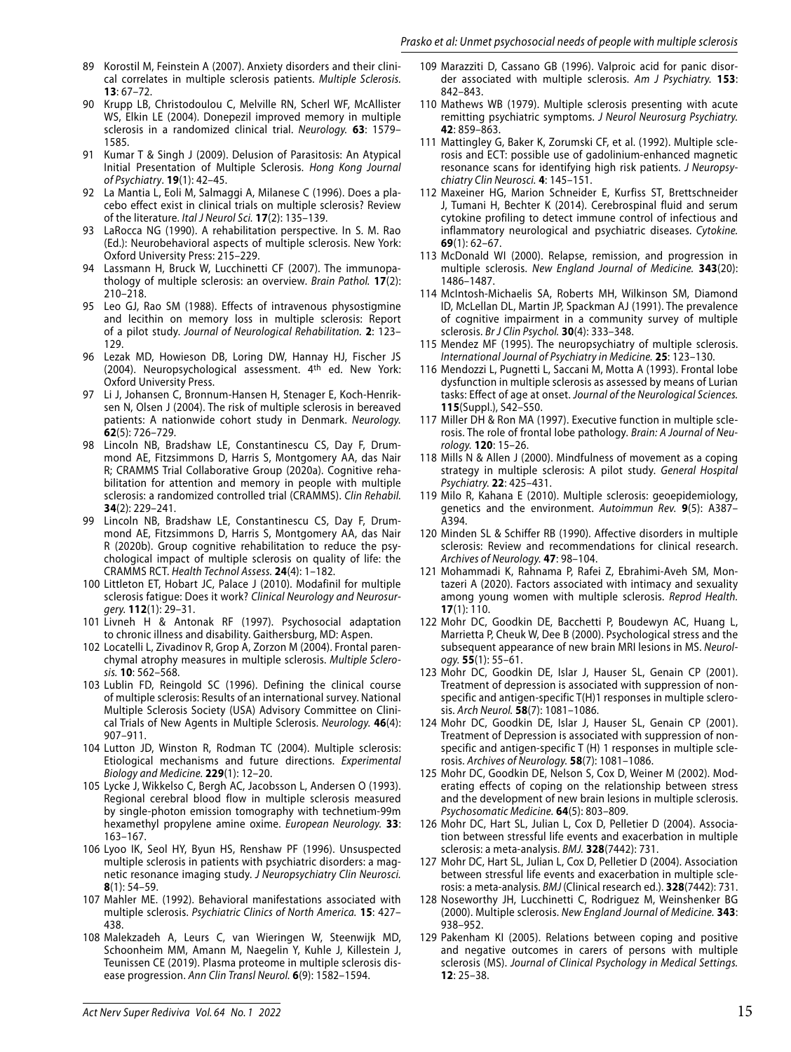89 Korostil M, Feinstein A (2007). Anxiety disorders and their clinical correlates in multiple sclerosis patients. *Multiple Sclerosis.* **13**: 67–72.

90 Krupp LB, Christodoulou C, Melville RN, Scherl WF, McAllister WS, Elkin LE (2004). Donepezil improved memory in multiple sclerosis in a randomized clinical trial. *Neurology.* **63**: 1579–1585.

91 Kumar T & Singh J (2009). Delusion of Parasitosis: An Atypical Initial Presentation of Multiple Sclerosis. *Hong Kong Journal of Psychiatry*. **19**(1): 42–45.

92 La Mantia L, Eoli M, Salmaggi A, Milanese C (1996). Does a placebo effect exist in clinical trials on multiple sclerosis? Review of the literature. *Ital J Neurol Sci.* **17**(2): 135–139.

93 LaRocca NG (1990). A rehabilitation perspective. In S. M. Rao (Ed.): Neurobehavioral aspects of multiple sclerosis. New York: Oxford University Press: 215–229.

94 Lassmann H, Bruck W, Lucchinetti CF (2007). The immunopathology of multiple sclerosis: an overview. *Brain Pathol.* **17**(2): 210–218.

95 Leo GJ, Rao SM (1988). Effects of intravenous physostigmine and lecithin on memory loss in multiple sclerosis: Report of a pilot study. *Journal of Neurological Rehabilitation.* **2**: 123–129.

96 Lezak MD, Howieson DB, Loring DW, Hannay HJ, Fischer JS (2004). Neuropsychological assessment. 4th ed. New York: Oxford University Press.

97 Li J, Johansen C, Bronnum-Hansen H, Stenager E, Koch-Henriksen N, Olsen J (2004). The risk of multiple sclerosis in bereaved patients: A nationwide cohort study in Denmark. *Neurology.* **62**(5): 726–729.

98 Lincoln NB, Bradshaw LE, Constantinescu CS, Day F, Drummond AE, Fitzsimmons D, Harris S, Montgomery AA, das Nair R; CRAMMS Trial Collaborative Group (2020a). Cognitive rehabilitation for attention and memory in people with multiple sclerosis: a randomized controlled trial (CRAMMS). *Clin Rehabil.* **34**(2): 229–241.

99 Lincoln NB, Bradshaw LE, Constantinescu CS, Day F, Drummond AE, Fitzsimmons D, Harris S, Montgomery AA, das Nair R (2020b). Group cognitive rehabilitation to reduce the psychological impact of multiple sclerosis on quality of life: the CRAMMS RCT. *Health Technol Assess.* **24**(4): 1–182.

100 Littleton ET, Hobart JC, Palace J (2010). Modafinil for multiple sclerosis fatigue: Does it work? *Clinical Neurology and Neurosurgery.* **112**(1): 29–31.

101 Livneh H & Antonak RF (1997). Psychosocial adaptation to chronic illness and disability. Gaithersburg, MD: Aspen.

102 Locatelli L, Zivadinov R, Grop A, Zorzon M (2004). Frontal parenchymal atrophy measures in multiple sclerosis. *Multiple Sclerosis.* **10**: 562–568.

103 Lublin FD, Reingold SC (1996). Defining the clinical course of multiple sclerosis: Results of an international survey. National Multiple Sclerosis Society (USA) Advisory Committee on Clinical Trials of New Agents in Multiple Sclerosis. *Neurology.* **46**(4): 907–911.

104 Lutton JD, Winston R, Rodman TC (2004). Multiple sclerosis: Etiological mechanisms and future directions. *Experimental Biology and Medicine.* **229**(1): 12–20.

105 Lycke J, Wikkelso C, Bergh AC, Jacobsson L, Andersen O (1993). Regional cerebral blood flow in multiple sclerosis measured by single-photon emission tomography with technetium-99m hexamethyl propylene amine oxime. *European Neurology.* **33**: 163–167.

106 Lyoo IK, Seol HY, Byun HS, Renshaw PF (1996). Unsuspected multiple sclerosis in patients with psychiatric disorders: a magnetic resonance imaging study. *J Neuropsychiatry Clin Neurosci.* **8**(1): 54–59.

107 Mahler ME. (1992). Behavioral manifestations associated with multiple sclerosis. *Psychiatric Clinics of North America.* **15**: 427–438.

108 Malekzadeh A, Leurs C, van Wieringen W, Steenwijk MD, Schoonheim MM, Amann M, Naegelin Y, Kuhle J, Killestein J, Teunissen CE (2019). Plasma proteome in multiple sclerosis disease progression. *Ann Clin Transl Neurol.* **6**(9): 1582–1594.

109 Marazziti D, Cassano GB (1996). Valproic acid for panic disorder associated with multiple sclerosis. *Am J Psychiatry.* **153**: 842–843.

110 Mathews WB (1979). Multiple sclerosis presenting with acute remitting psychiatric symptoms. *J Neurol Neurosurg Psychiatry.* **42**: 859–863.

111 Mattingley G, Baker K, Zorumski CF, et al. (1992). Multiple sclerosis and ECT: possible use of gadolinium-enhanced magnetic resonance scans for identifying high risk patients. *J Neuropsychiatry Clin Neurosci.* **4**: 145–151.

112 Maxeiner HG, Marion Schneider E, Kurfiss ST, Brettschneider J, Tumani H, Bechter K (2014). Cerebrospinal fluid and serum cytokine profiling to detect immune control of infectious and inflammatory neurological and psychiatric diseases. *Cytokine.* **69**(1): 62–67.

113 McDonald WI (2000). Relapse, remission, and progression in multiple sclerosis. *New England Journal of Medicine.* **343**(20): 1486–1487.

114 McIntosh-Michaelis SA, Roberts MH, Wilkinson SM, Diamond ID, McLellan DL, Martin JP, Spackman AJ (1991). The prevalence of cognitive impairment in a community survey of multiple sclerosis. *Br J Clin Psychol.* **30**(4): 333–348.

115 Mendez MF (1995). The neuropsychiatry of multiple sclerosis. *International Journal of Psychiatry in Medicine.* **25**: 123–130.

116 Mendozzi L, Pugnetti L, Saccani M, Motta A (1993). Frontal lobe dysfunction in multiple sclerosis as assessed by means of Lurian tasks: Effect of age at onset. *Journal of the Neurological Sciences.* **115**(Suppl.), S42–S50.

117 Miller DH & Ron MA (1997). Executive function in multiple sclerosis. The role of frontal lobe pathology. *Brain: A Journal of Neurology.* **120**: 15–26.

118 Mills N & Allen J (2000). Mindfulness of movement as a coping strategy in multiple sclerosis: A pilot study. *General Hospital Psychiatry.* **22**: 425–431.

119 Milo R, Kahana E (2010). Multiple sclerosis: geoepidemiology, genetics and the environment. *Autoimmun Rev.* **9**(5): A387–A394.

120 Minden SL & Schiffer RB (1990). Affective disorders in multiple sclerosis: Review and recommendations for clinical research. *Archives of Neurology.* **47**: 98–104.

121 Mohammadi K, Rahnama P, Rafei Z, Ebrahimi-Aveh SM, Montazeri A (2020). Factors associated with intimacy and sexuality among young women with multiple sclerosis. *Reprod Health.* **17**(1): 110.

122 Mohr DC, Goodkin DE, Bacchetti P, Boudewyn AC, Huang L, Marrietta P, Cheuk W, Dee B (2000). Psychological stress and the subsequent appearance of new brain MRI lesions in MS. *Neurology.* **55**(1): 55–61.

123 Mohr DC, Goodkin DE, Islar J, Hauser SL, Genain CP (2001). Treatment of depression is associated with suppression of nonspecific and antigen-specific T(H)1 responses in multiple sclerosis. *Arch Neurol.* **58**(7): 1081–1086.

124 Mohr DC, Goodkin DE, Islar J, Hauser SL, Genain CP (2001). Treatment of Depression is associated with suppression of nonspecific and antigen-specific T (H) 1 responses in multiple sclerosis. *Archives of Neurology.* **58**(7): 1081–1086.

125 Mohr DC, Goodkin DE, Nelson S, Cox D, Weiner M (2002). Moderating effects of coping on the relationship between stress and the development of new brain lesions in multiple sclerosis. *Psychosomatic Medicine.* **64**(5): 803–809.

126 Mohr DC, Hart SL, Julian L, Cox D, Pelletier D (2004). Association between stressful life events and exacerbation in multiple sclerosis: a meta-analysis. *BMJ.* **328**(7442): 731.

127 Mohr DC, Hart SL, Julian L, Cox D, Pelletier D (2004). Association between stressful life events and exacerbation in multiple sclerosis: a meta-analysis. *BMJ* (Clinical research ed.). **328**(7442): 731.

128 Noseworthy JH, Lucchinetti C, Rodriguez M, Weinshenker BG (2000). Multiple sclerosis. *New England Journal of Medicine.* **343**: 938–952.

129 Pakenham KI (2005). Relations between coping and positive and negative outcomes in carers of persons with multiple sclerosis (MS). *Journal of Clinical Psychology in Medical Settings.* **12**: 25–38.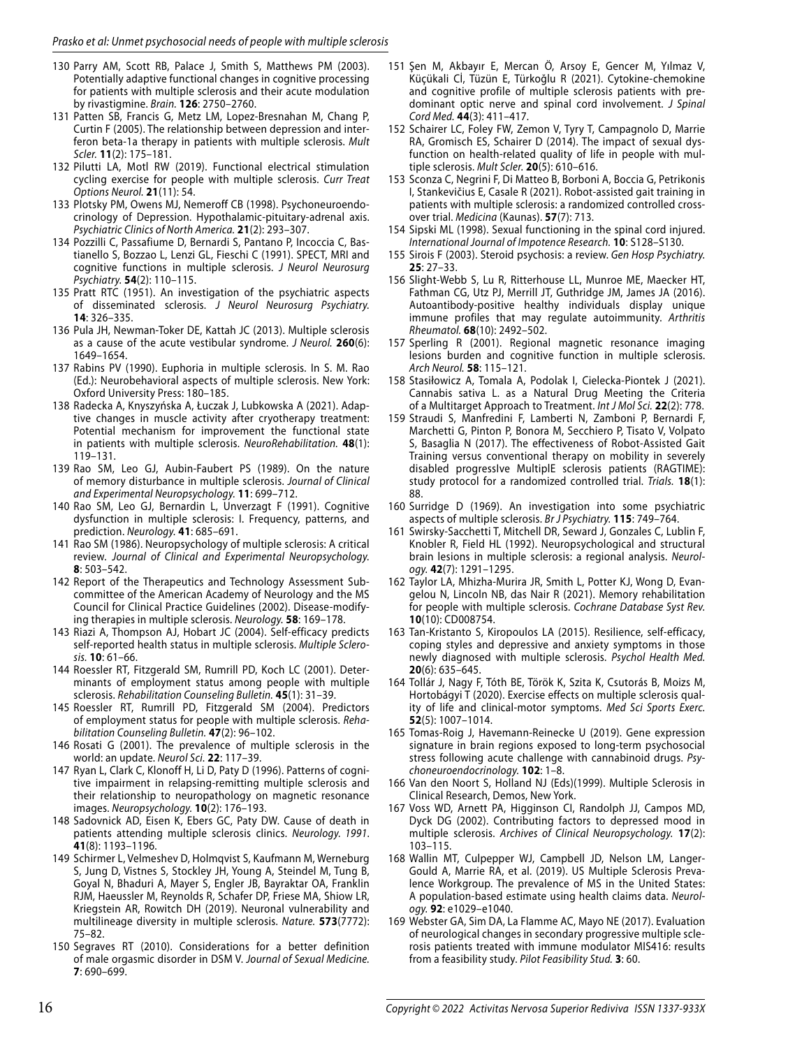130 Parry AM, Scott RB, Palace J, Smith S, Matthews PM (2003). Potentially adaptive functional changes in cognitive processing for patients with multiple sclerosis and their acute modulation by rivastigmine. *Brain*. **126**: 2750–2760.

131 Patten SB, Francis G, Metz LM, Lopez-Bresnahan M, Chang P, Curtin F (2005). The relationship between depression and interferon beta-1a therapy in patients with multiple sclerosis. *Mult Scler*. **11**(2): 175–181.

132 Pilutti LA, Motl RW (2019). Functional electrical stimulation cycling exercise for people with multiple sclerosis. *Curr Treat Options Neurol*. **21**(11): 54.

133 Plotsky PM, Owens MJ, Nemeroff CB (1998). Psychoneuroendocrinology of Depression. Hypothalamic-pituitary-adrenal axis. *Psychiatric Clinics of North America*. **21**(2): 293–307.

134 Pozzilli C, Passafiume D, Bernardi S, Pantano P, Incoccia C, Bastianello S, Bozzao L, Lenzi GL, Fieschi C (1991). SPECT, MRI and cognitive functions in multiple sclerosis. *J Neurol Neurosurg Psychiatry*. **54**(2): 110–115.

135 Pratt RTC (1951). An investigation of the psychiatric aspects of disseminated sclerosis. *J Neurol Neurosurg Psychiatry*. **14**: 326–335.

136 Pula JH, Newman-Toker DE, Kattah JC (2013). Multiple sclerosis as a cause of the acute vestibular syndrome. *J Neurol*. **260**(6): 1649–1654.

137 Rabins PV (1990). Euphoria in multiple sclerosis. In S. M. Rao (Ed.): Neurobehavioral aspects of multiple sclerosis. New York: Oxford University Press: 180–185.

138 Radecka A, Knyszyńska A, Łuczak J, Lubkowska A (2021). Adaptive changes in muscle activity after cryotherapy treatment: Potential mechanism for improvement the functional state in patients with multiple sclerosis. *NeuroRehabilitation*. **48**(1): 119–131.

139 Rao SM, Leo GJ, Aubin-Faubert PS (1989). On the nature of memory disturbance in multiple sclerosis. *Journal of Clinical and Experimental Neuropsychology*. **11**: 699–712.

140 Rao SM, Leo GJ, Bernardin L, Unverzagt F (1991). Cognitive dysfunction in multiple sclerosis: I. Frequency, patterns, and prediction. *Neurology*. **41**: 685–691.

141 Rao SM (1986). Neuropsychology of multiple sclerosis: A critical review. *Journal of Clinical and Experimental Neuropsychology*. **8**: 503–542.

142 Report of the Therapeutics and Technology Assessment Subcommittee of the American Academy of Neurology and the MS Council for Clinical Practice Guidelines (2002). Disease-modifying therapies in multiple sclerosis. *Neurology*. **58**: 169–178.

143 Riazi A, Thompson AJ, Hobart JC (2004). Self-efficacy predicts self-reported health status in multiple sclerosis. *Multiple Sclerosis*. **10**: 61–66.

144 Roessler RT, Fitzgerald SM, Rumrill PD, Koch LC (2001). Determinants of employment status among people with multiple sclerosis. *Rehabilitation Counseling Bulletin*. **45**(1): 31–39.

145 Roessler RT, Rumrill PD, Fitzgerald SM (2004). Predictors of employment status for people with multiple sclerosis. *Rehabilitation Counseling Bulletin*. **47**(2): 96–102.

146 Rosati G (2001). The prevalence of multiple sclerosis in the world: an update. *Neurol Sci*. **22**: 117–39.

147 Ryan L, Clark C, Klonoff H, Li D, Paty D (1996). Patterns of cognitive impairment in relapsing-remitting multiple sclerosis and their relationship to neuropathology on magnetic resonance images. *Neuropsychology*. **10**(2): 176–193.

148 Sadovnick AD, Eisen K, Ebers GC, Paty DW. Cause of death in patients attending multiple sclerosis clinics. *Neurology. 1991*. **41**(8): 1193–1196.

149 Schirmer L, Velmeshev D, Holmqvist S, Kaufmann M, Werneburg S, Jung D, Vistnes S, Stockley JH, Young A, Steindel M, Tung B, Goyal N, Bhaduri A, Mayer S, Engler JB, Bayraktar OA, Franklin RJM, Haeussler M, Reynolds R, Schafer DP, Friese MA, Shiow LR, Kriegstein AR, Rowitch DH (2019). Neuronal vulnerability and multilineage diversity in multiple sclerosis. *Nature*. **573**(7772): 75–82.

150 Segraves RT (2010). Considerations for a better definition of male orgasmic disorder in DSM V. *Journal of Sexual Medicine*. **7**: 690–699.

151 Şen M, Akbayır E, Mercan Ö, Arsoy E, Gencer M, Yılmaz V, Küçükali Cİ, Tüzün E, Türkoğlu R (2021). Cytokine-chemokine and cognitive profile of multiple sclerosis patients with predominant optic nerve and spinal cord involvement. *J Spinal Cord Med*. **44**(3): 411–417.

152 Schairer LC, Foley FW, Zemon V, Tyry T, Campagnolo D, Marrie RA, Gromisch ES, Schairer D (2014). The impact of sexual dysfunction on health-related quality of life in people with multiple sclerosis. *Mult Scler*. **20**(5): 610–616.

153 Sconza C, Negrini F, Di Matteo B, Borboni A, Boccia G, Petrikonis I, Stankevičius E, Casale R (2021). Robot-assisted gait training in patients with multiple sclerosis: a randomized controlled crossover trial. *Medicina* (Kaunas). **57**(7): 713.

154 Sipski ML (1998). Sexual functioning in the spinal cord injured. *International Journal of Impotence Research*. **10**: S128–S130.

155 Sirois F (2003). Steroid psychosis: a review. *Gen Hosp Psychiatry*. **25**: 27–33.

156 Slight-Webb S, Lu R, Ritterhouse LL, Munroe ME, Maecker HT, Fathman CG, Utz PJ, Merrill JT, Guthridge JM, James JA (2016). Autoantibody-positive healthy individuals display unique immune profiles that may regulate autoimmunity. *Arthritis Rheumatol*. **68**(10): 2492–502.

157 Sperling R (2001). Regional magnetic resonance imaging lesions burden and cognitive function in multiple sclerosis. *Arch Neurol*. **58**: 115–121.

158 Stasiłowicz A, Tomala A, Podolak I, Cielecka-Piontek J (2021). Cannabis sativa L. as a Natural Drug Meeting the Criteria of a Multitarget Approach to Treatment. *Int J Mol Sci*. **22**(2): 778.

159 Straudi S, Manfredini F, Lamberti N, Zamboni P, Bernardi F, Marchetti G, Pinton P, Bonora M, Secchiero P, Tisato V, Volpato S, Basaglia N (2017). The effectiveness of Robot-Assisted Gait Training versus conventional therapy on mobility in severely disabled progressIve MultiplE sclerosis patients (RAGTIME): study protocol for a randomized controlled trial. *Trials*. **18**(1): 88.

160 Surridge D (1969). An investigation into some psychiatric aspects of multiple sclerosis. *Br J Psychiatry*. **115**: 749–764.

161 Swirsky-Sacchetti T, Mitchell DR, Seward J, Gonzales C, Lublin F, Knobler R, Field HL (1992). Neuropsychological and structural brain lesions in multiple sclerosis: a regional analysis. *Neurology*. **42**(7): 1291–1295.

162 Taylor LA, Mhizha-Murira JR, Smith L, Potter KJ, Wong D, Evangelou N, Lincoln NB, das Nair R (2021). Memory rehabilitation for people with multiple sclerosis. *Cochrane Database Syst Rev*. **10**(10): CD008754.

163 Tan-Kristanto S, Kiropoulos LA (2015). Resilience, self-efficacy, coping styles and depressive and anxiety symptoms in those newly diagnosed with multiple sclerosis. *Psychol Health Med*. **20**(6): 635–645.

164 Tollár J, Nagy F, Tóth BE, Török K, Szita K, Csutorás B, Moizs M, Hortobágyi T (2020). Exercise effects on multiple sclerosis quality of life and clinical-motor symptoms. *Med Sci Sports Exerc*. **52**(5): 1007–1014.

165 Tomas-Roig J, Havemann-Reinecke U (2019). Gene expression signature in brain regions exposed to long-term psychosocial stress following acute challenge with cannabinoid drugs. *Psychoneuroendocrinology*. **102**: 1–8.

166 Van den Noort S, Holland NJ (Eds)(1999). Multiple Sclerosis in Clinical Research, Demos, New York.

167 Voss WD, Arnett PA, Higginson CI, Randolph JJ, Campos MD, Dyck DG (2002). Contributing factors to depressed mood in multiple sclerosis. *Archives of Clinical Neuropsychology*. **17**(2): 103–115.

168 Wallin MT, Culpepper WJ, Campbell JD, Nelson LM, Langer-Gould A, Marrie RA, et al. (2019). US Multiple Sclerosis Prevalence Workgroup. The prevalence of MS in the United States: A population-based estimate using health claims data. *Neurology*. **92**: e1029–e1040.

169 Webster GA, Sim DA, La Flamme AC, Mayo NE (2017). Evaluation of neurological changes in secondary progressive multiple sclerosis patients treated with immune modulator MIS416: results from a feasibility study. *Pilot Feasibility Stud*. **3**: 60.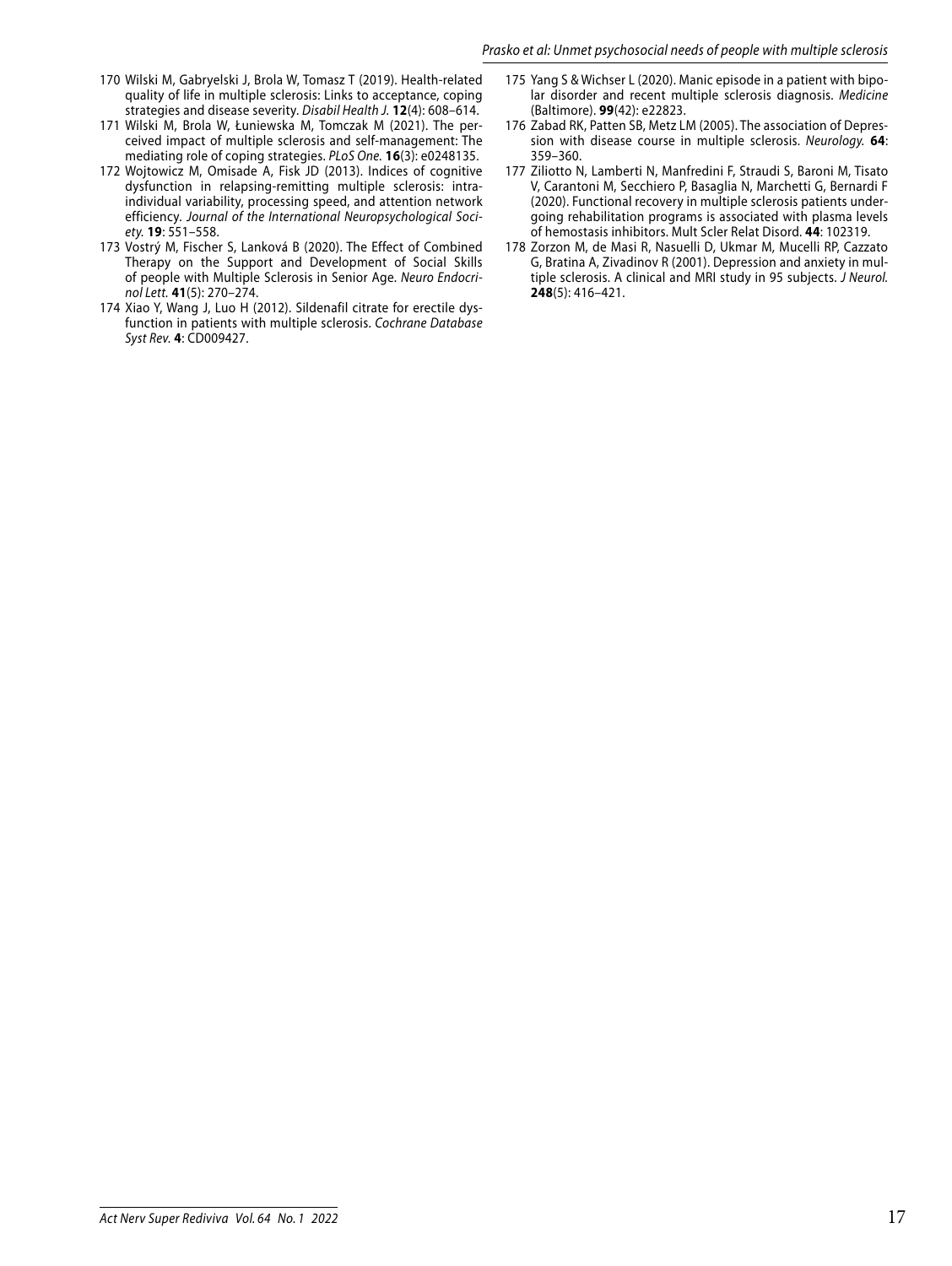170 Wilski M, Gabryelski J, Brola W, Tomasz T (2019). Health-related quality of life in multiple sclerosis: Links to acceptance, coping strategies and disease severity. *Disabil Health J.* **12**(4): 608–614.

171 Wilski M, Brola W, Łuniewska M, Tomczak M (2021). The perceived impact of multiple sclerosis and self-management: The mediating role of coping strategies. *PLoS One.* **16**(3): e0248135.

172 Wojtowicz M, Omisade A, Fisk JD (2013). Indices of cognitive dysfunction in relapsing-remitting multiple sclerosis: intra-individual variability, processing speed, and attention network efficiency. *Journal of the International Neuropsychological Society.* **19**: 551–558.

173 Vostrý M, Fischer S, Lanková B (2020). The Effect of Combined Therapy on the Support and Development of Social Skills of people with Multiple Sclerosis in Senior Age. *Neuro Endocrinol Lett.* **41**(5): 270–274.

174 Xiao Y, Wang J, Luo H (2012). Sildenafil citrate for erectile dysfunction in patients with multiple sclerosis. *Cochrane Database Syst Rev.* **4**: CD009427.

175 Yang S & Wichser L (2020). Manic episode in a patient with bipolar disorder and recent multiple sclerosis diagnosis. *Medicine* (Baltimore). **99**(42): e22823.

176 Zabad RK, Patten SB, Metz LM (2005). The association of Depression with disease course in multiple sclerosis. *Neurology.* **64**: 359–360.

177 Ziliotto N, Lamberti N, Manfredini F, Straudi S, Baroni M, Tisato V, Carantoni M, Secchiero P, Basaglia N, Marchetti G, Bernardi F (2020). Functional recovery in multiple sclerosis patients undergoing rehabilitation programs is associated with plasma levels of hemostasis inhibitors. Mult Scler Relat Disord. **44**: 102319.

178 Zorzon M, de Masi R, Nasuelli D, Ukmar M, Mucelli RP, Cazzato G, Bratina A, Zivadinov R (2001). Depression and anxiety in multiple sclerosis. A clinical and MRI study in 95 subjects. *J Neurol.* **248**(5): 416–421.